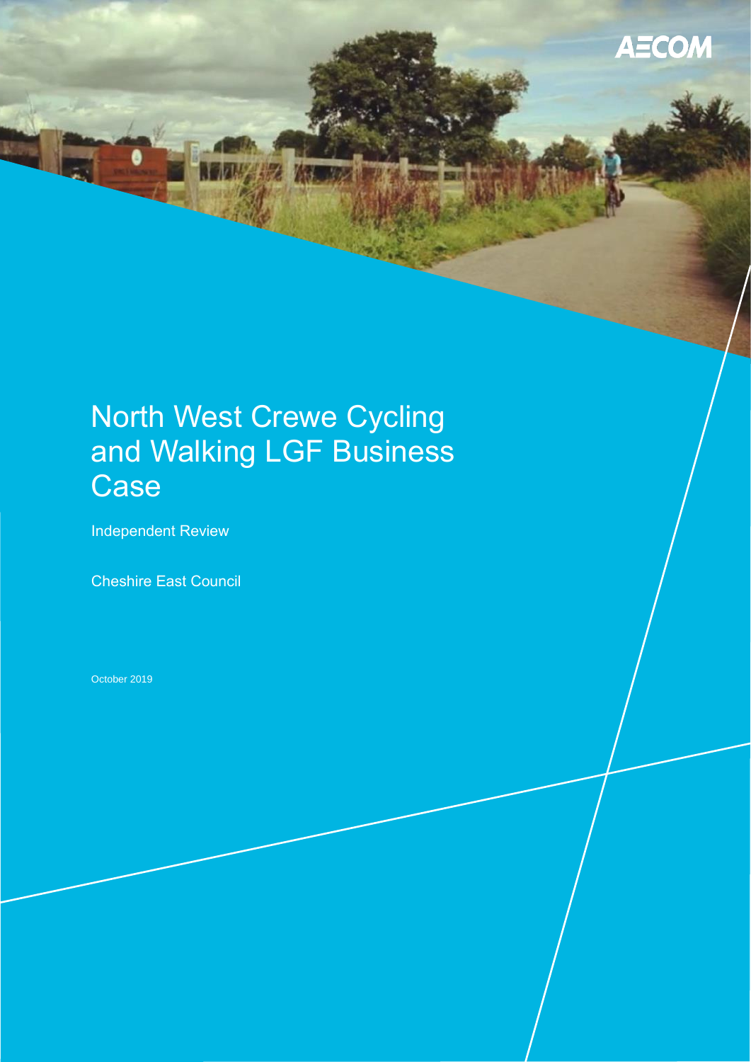# North West Crewe Cycling and Walking LGF Business Case

Independent Review

Cheshire East Council

October 2019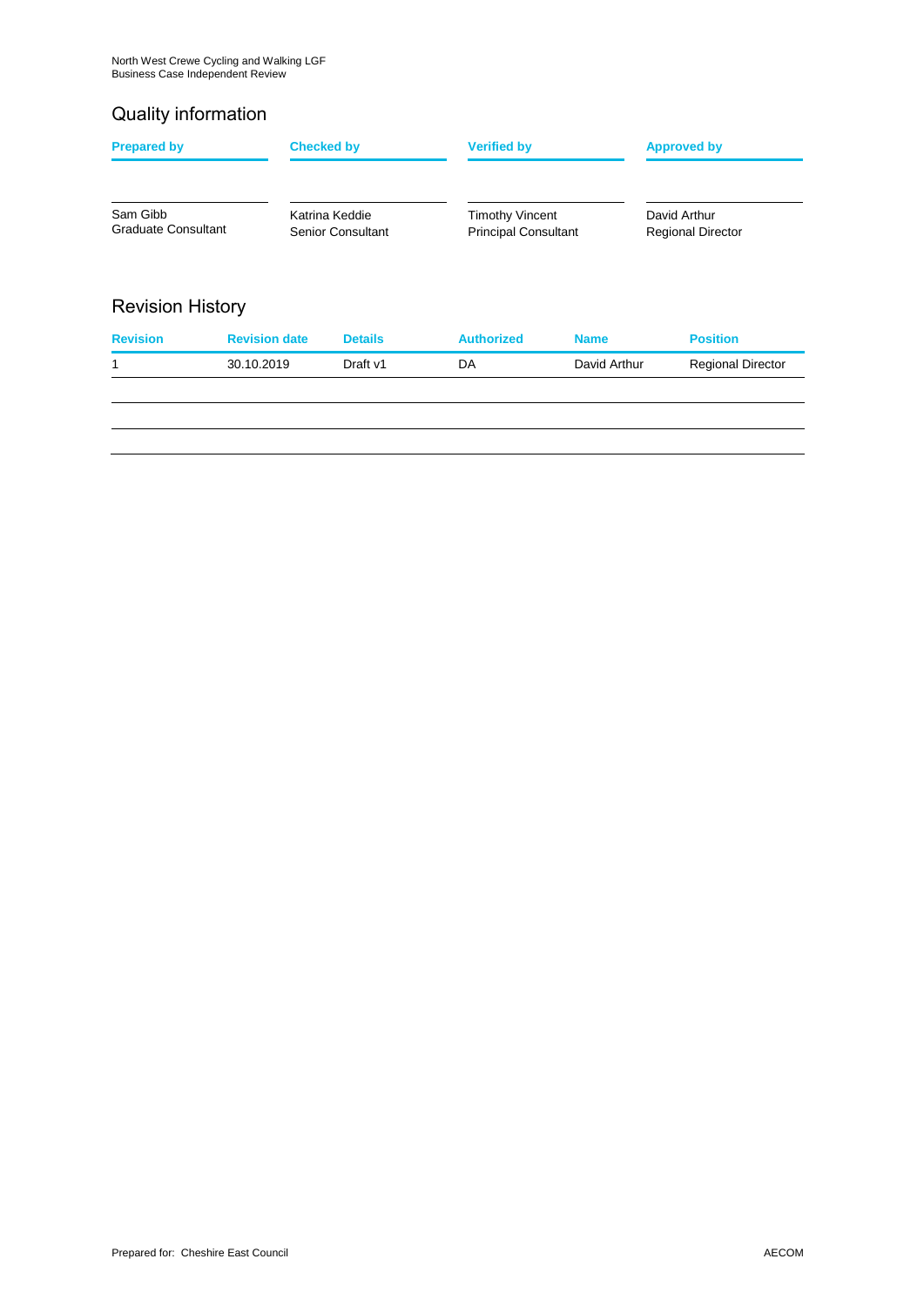## Quality information

| Prepared by | Checked by | Verified by | Approved by |
| --- | --- | --- | --- |
| Sam Gibb<br>Graduate Consultant | Katrina Keddie<br>Senior Consultant | Timothy Vincent<br>Principal Consultant | David Arthur<br>Regional Director |

## Revision History

| Revision | Revision date | Details | Authorized | Name | Position |
| --- | --- | --- | --- | --- | --- |
| 1 | 30.10.2019 | Draft v1 | DA | David Arthur | Regional Director |
| | | | | | |
| | | | | | |
| | | | | | |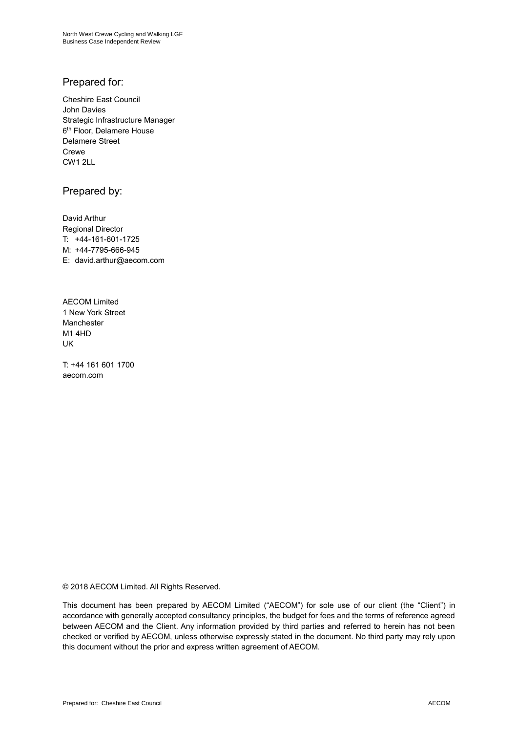## Prepared for:

Cheshire East Council
John Davies
Strategic Infrastructure Manager
6th Floor, Delamere House
Delamere Street
Crewe
CW1 2LL

## Prepared by:

David Arthur
Regional Director
T: +44-161-601-1725
M: +44-7795-666-945
E: david.arthur@aecom.com

AECOM Limited
1 New York Street
Manchester
M1 4HD
UK

T: +44 161 601 1700
aecom.com

© 2018 AECOM Limited. All Rights Reserved.

This document has been prepared by AECOM Limited ("AECOM") for sole use of our client (the "Client") in accordance with generally accepted consultancy principles, the budget for fees and the terms of reference agreed between AECOM and the Client. Any information provided by third parties and referred to herein has not been checked or verified by AECOM, unless otherwise expressly stated in the document. No third party may rely upon this document without the prior and express written agreement of AECOM.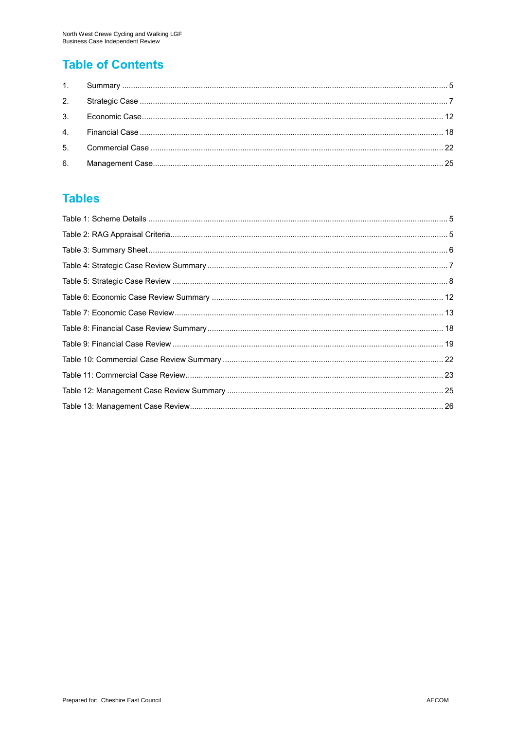## Table of Contents

1. Summary ..................................................... 5
2. Strategic Case ............................................. 7
3. Economic Case .............................................. 12
4. Financial Case ............................................. 18
5. Commercial Case ............................................ 22
6. Management Case ............................................ 25

## Tables

Table 1: Scheme Details ....................................... 5
Table 2: RAG Appraisal Criteria ............................... 5
Table 3: Summary Sheet ........................................ 6
Table 4: Strategic Case Review Summary ........................ 7
Table 5: Strategic Case Review ................................ 8
Table 6: Economic Case Review Summary ......................... 12
Table 7: Economic Case Review ................................. 13
Table 8: Financial Case Review Summary ........................ 18
Table 9: Financial Case Review ................................ 19
Table 10: Commercial Case Review Summary ...................... 22
Table 11: Commercial Case Review .............................. 23
Table 12: Management Case Review Summary ...................... 25
Table 13: Management Case Review .............................. 26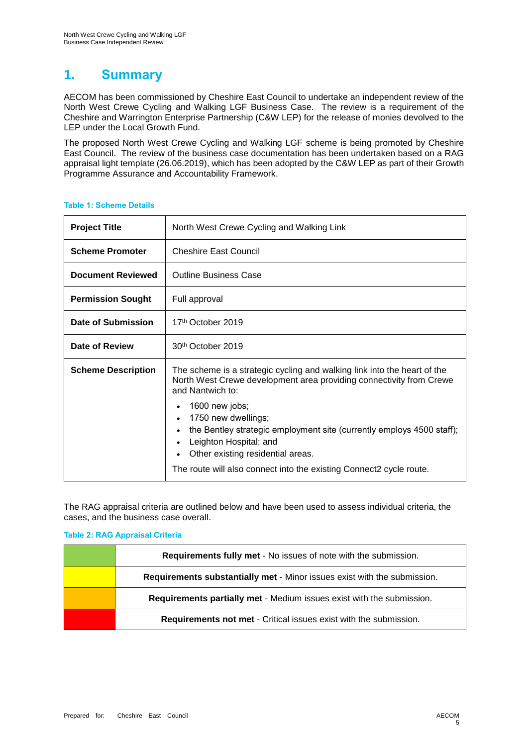# 1. Summary

AECOM has been commissioned by Cheshire East Council to undertake an independent review of the North West Crewe Cycling and Walking LGF Business Case. The review is a requirement of the Cheshire and Warrington Enterprise Partnership (C&W LEP) for the release of monies devolved to the LEP under the Local Growth Fund.

The proposed North West Crewe Cycling and Walking LGF scheme is being promoted by Cheshire East Council. The review of the business case documentation has been undertaken based on a RAG appraisal light template (26.06.2019), which has been adopted by the C&W LEP as part of their Growth Programme Assurance and Accountability Framework.

**Table 1: Scheme Details**

| | |
|---|---|
| **Project Title** | North West Crewe Cycling and Walking Link |
| **Scheme Promoter** | Cheshire East Council |
| **Document Reviewed** | Outline Business Case |
| **Permission Sought** | Full approval |
| **Date of Submission** | 17th October 2019 |
| **Date of Review** | 30th October 2019 |
| **Scheme Description** | The scheme is a strategic cycling and walking link into the heart of the North West Crewe development area providing connectivity from Crewe and Nantwich to:<br>• 1600 new jobs;<br>• 1750 new dwellings;<br>• the Bentley strategic employment site (currently employs 4500 staff);<br>• Leighton Hospital; and<br>• Other existing residential areas.<br>The route will also connect into the existing Connect2 cycle route. |

The RAG appraisal criteria are outlined below and have been used to assess individual criteria, the cases, and the business case overall.

**Table 2: RAG Appraisal Criteria**

| | |
|---|---|
| Green | **Requirements fully met** - No issues of note with the submission. |
| Yellow | **Requirements substantially met** - Minor issues exist with the submission. |
| Amber | **Requirements partially met** - Medium issues exist with the submission. |
| Red | **Requirements not met** - Critical issues exist with the submission. |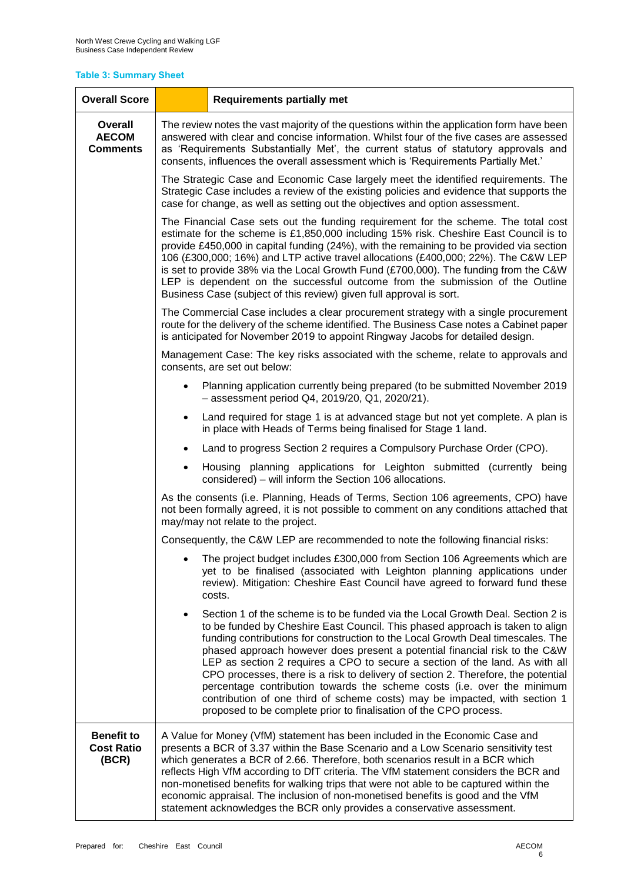**Table 3: Summary Sheet**

| **Overall Score** | **Requirements partially met** |
|---|---|
| **Overall AECOM Comments** | The review notes the vast majority of the questions within the application form have been answered with clear and concise information. Whilst four of the five cases are assessed as 'Requirements Substantially Met', the current status of statutory approvals and consents, influences the overall assessment which is 'Requirements Partially Met.'<br><br>The Strategic Case and Economic Case largely meet the identified requirements. The Strategic Case includes a review of the existing policies and evidence that supports the case for change, as well as setting out the objectives and option assessment.<br><br>The Financial Case sets out the funding requirement for the scheme. The total cost estimate for the scheme is £1,850,000 including 15% risk. Cheshire East Council is to provide £450,000 in capital funding (24%), with the remaining to be provided via section 106 (£300,000; 16%) and LTP active travel allocations (£400,000; 22%). The C&W LEP is set to provide 38% via the Local Growth Fund (£700,000). The funding from the C&W LEP is dependent on the successful outcome from the submission of the Outline Business Case (subject of this review) given full approval is sort.<br><br>The Commercial Case includes a clear procurement strategy with a single procurement route for the delivery of the scheme identified. The Business Case notes a Cabinet paper is anticipated for November 2019 to appoint Ringway Jacobs for detailed design.<br><br>Management Case: The key risks associated with the scheme, relate to approvals and consents, are set out below:<br><br>• Planning application currently being prepared (to be submitted November 2019 – assessment period Q4, 2019/20, Q1, 2020/21).<br>• Land required for stage 1 is at advanced stage but not yet complete. A plan is in place with Heads of Terms being finalised for Stage 1 land.<br>• Land to progress Section 2 requires a Compulsory Purchase Order (CPO).<br>• Housing planning applications for Leighton submitted (currently being considered) – will inform the Section 106 allocations.<br><br>As the consents (i.e. Planning, Heads of Terms, Section 106 agreements, CPO) have not been formally agreed, it is not possible to comment on any conditions attached that may/may not relate to the project.<br><br>Consequently, the C&W LEP are recommended to note the following financial risks:<br><br>• The project budget includes £300,000 from Section 106 Agreements which are yet to be finalised (associated with Leighton planning applications under review). Mitigation: Cheshire East Council have agreed to forward fund these costs.<br>• Section 1 of the scheme is to be funded via the Local Growth Deal. Section 2 is to be funded by Cheshire East Council. This phased approach is taken to align funding contributions for construction to the Local Growth Deal timescales. The phased approach however does present a potential financial risk to the C&W LEP as section 2 requires a CPO to secure a section of the land. As with all CPO processes, there is a risk to delivery of section 2. Therefore, the potential percentage contribution towards the scheme costs (i.e. over the minimum contribution of one third of scheme costs) may be impacted, with section 1 proposed to be complete prior to finalisation of the CPO process. |
| **Benefit to Cost Ratio (BCR)** | A Value for Money (VfM) statement has been included in the Economic Case and presents a BCR of 3.37 within the Base Scenario and a Low Scenario sensitivity test which generates a BCR of 2.66. Therefore, both scenarios result in a BCR which reflects High VfM according to DfT criteria. The VfM statement considers the BCR and non-monetised benefits for walking trips that were not able to be captured within the economic appraisal. The inclusion of non-monetised benefits is good and the VfM statement acknowledges the BCR only provides a conservative assessment. |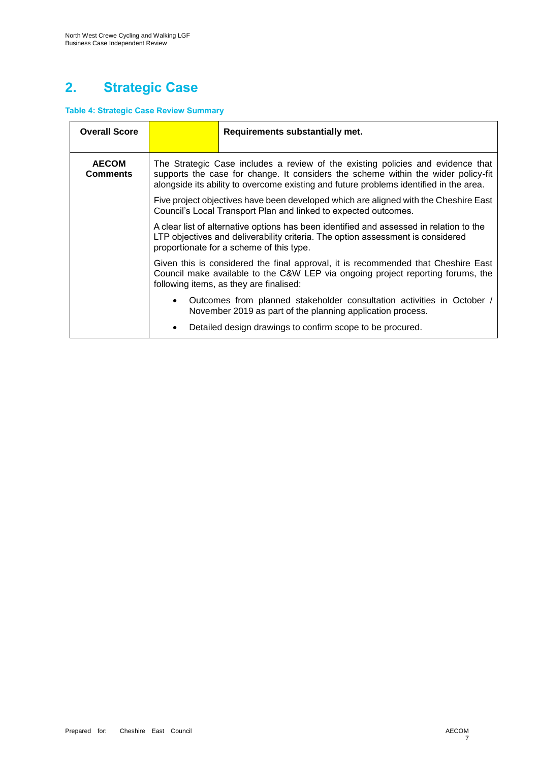## 2. Strategic Case

**Table 4: Strategic Case Review Summary**

| **Overall Score** | | **Requirements substantially met.** |
|---|---|---|
| **AECOM Comments** | The Strategic Case includes a review of the existing policies and evidence that supports the case for change. It considers the scheme within the wider policy-fit alongside its ability to overcome existing and future problems identified in the area.<br><br>Five project objectives have been developed which are aligned with the Cheshire East Council's Local Transport Plan and linked to expected outcomes.<br><br>A clear list of alternative options has been identified and assessed in relation to the LTP objectives and deliverability criteria. The option assessment is considered proportionate for a scheme of this type.<br><br>Given this is considered the final approval, it is recommended that Cheshire East Council make available to the C&W LEP via ongoing project reporting forums, the following items, as they are finalised:<br><br>• Outcomes from planned stakeholder consultation activities in October / November 2019 as part of the planning application process.<br><br>• Detailed design drawings to confirm scope to be procured. | |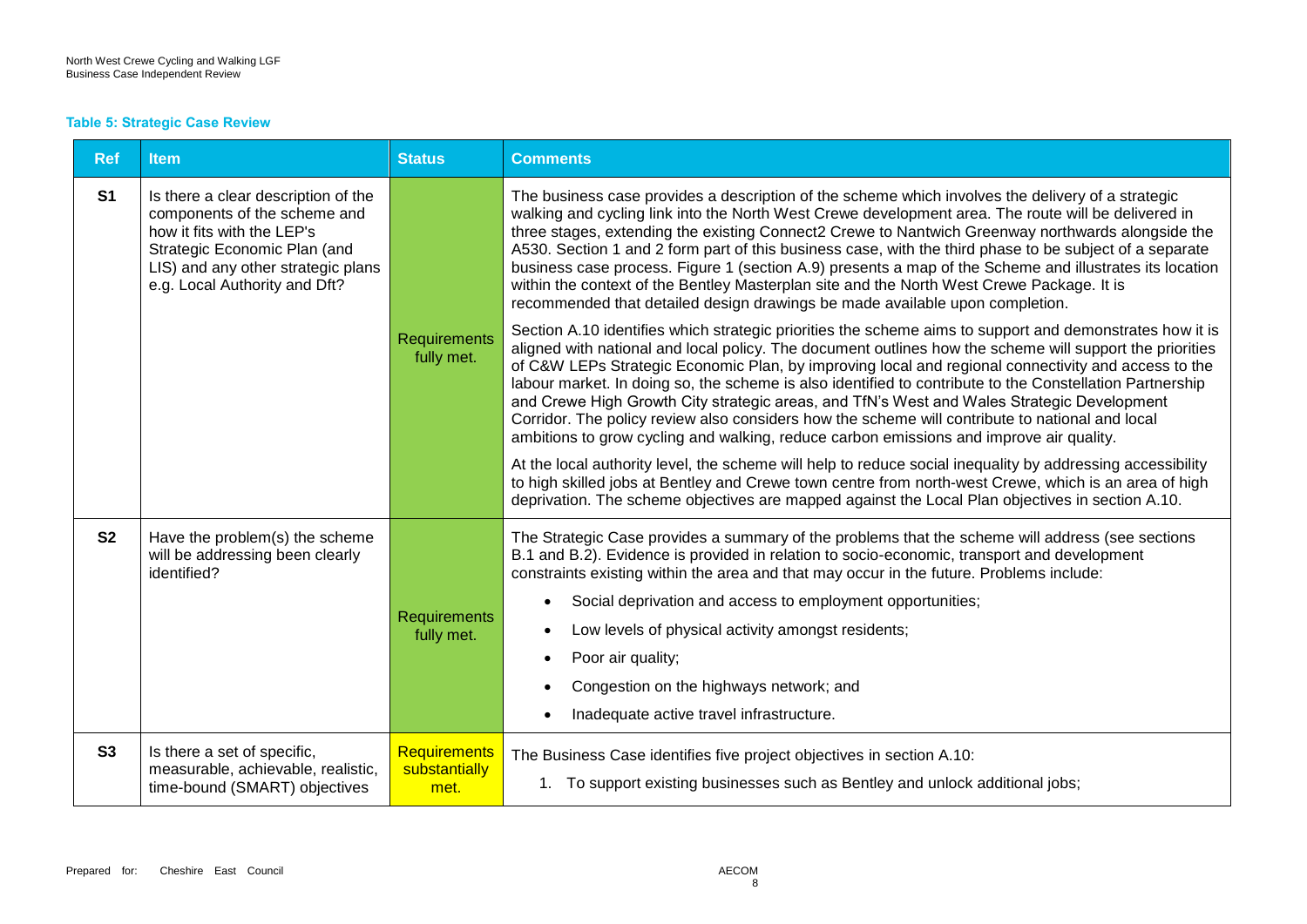**Table 5: Strategic Case Review**

| Ref | Item | Status | Comments |
|---|---|---|---|
| S1 | Is there a clear description of the components of the scheme and how it fits with the LEP's Strategic Economic Plan (and LIS) and any other strategic plans e.g. Local Authority and Dft? | Requirements fully met. | The business case provides a description of the scheme which involves the delivery of a strategic walking and cycling link into the North West Crewe development area. The route will be delivered in three stages, extending the existing Connect2 Crewe to Nantwich Greenway northwards alongside the A530. Section 1 and 2 form part of this business case, with the third phase to be subject of a separate business case process. Figure 1 (section A.9) presents a map of the Scheme and illustrates its location within the context of the Bentley Masterplan site and the North West Crewe Package. It is recommended that detailed design drawings be made available upon completion.<br><br>Section A.10 identifies which strategic priorities the scheme aims to support and demonstrates how it is aligned with national and local policy. The document outlines how the scheme will support the priorities of C&W LEPs Strategic Economic Plan, by improving local and regional connectivity and access to the labour market. In doing so, the scheme is also identified to contribute to the Constellation Partnership and Crewe High Growth City strategic areas, and TfN's West and Wales Strategic Development Corridor. The policy review also considers how the scheme will contribute to national and local ambitions to grow cycling and walking, reduce carbon emissions and improve air quality.<br><br>At the local authority level, the scheme will help to reduce social inequality by addressing accessibility to high skilled jobs at Bentley and Crewe town centre from north-west Crewe, which is an area of high deprivation. The scheme objectives are mapped against the Local Plan objectives in section A.10. |
| S2 | Have the problem(s) the scheme will be addressing been clearly identified? | Requirements fully met. | The Strategic Case provides a summary of the problems that the scheme will address (see sections B.1 and B.2). Evidence is provided in relation to socio-economic, transport and development constraints existing within the area and that may occur in the future. Problems include:<br>• Social deprivation and access to employment opportunities;<br>• Low levels of physical activity amongst residents;<br>• Poor air quality;<br>• Congestion on the highways network; and<br>• Inadequate active travel infrastructure. |
| S3 | Is there a set of specific, measurable, achievable, realistic, time-bound (SMART) objectives | Requirements substantially met. | The Business Case identifies five project objectives in section A.10:<br>1. To support existing businesses such as Bentley and unlock additional jobs; |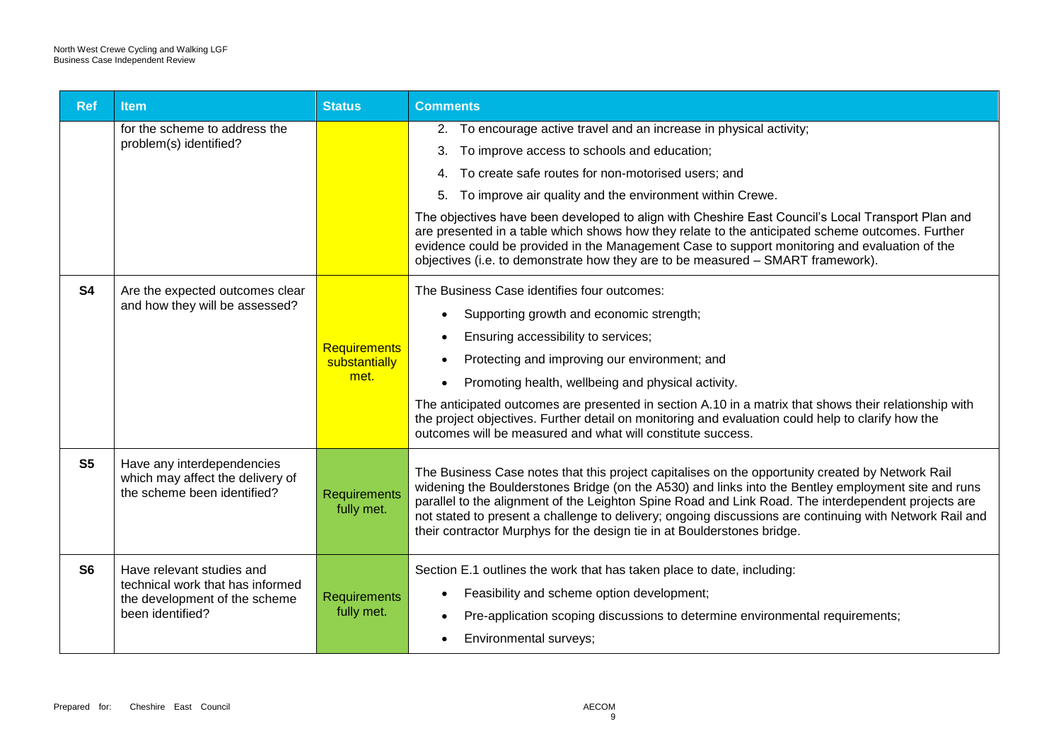| Ref | Item | Status | Comments |
|---|---|---|---|
| | for the scheme to address the problem(s) identified? | | 2. To encourage active travel and an increase in physical activity;<br>3. To improve access to schools and education;<br>4. To create safe routes for non-motorised users; and<br>5. To improve air quality and the environment within Crewe.<br><br>The objectives have been developed to align with Cheshire East Council's Local Transport Plan and are presented in a table which shows how they relate to the anticipated scheme outcomes. Further evidence could be provided in the Management Case to support monitoring and evaluation of the objectives (i.e. to demonstrate how they are to be measured – SMART framework). |
| **S4** | Are the expected outcomes clear and how they will be assessed? | Requirements substantially met. | The Business Case identifies four outcomes:<br>• Supporting growth and economic strength;<br>• Ensuring accessibility to services;<br>• Protecting and improving our environment; and<br>• Promoting health, wellbeing and physical activity.<br><br>The anticipated outcomes are presented in section A.10 in a matrix that shows their relationship with the project objectives. Further detail on monitoring and evaluation could help to clarify how the outcomes will be measured and what will constitute success. |
| **S5** | Have any interdependencies which may affect the delivery of the scheme been identified? | Requirements fully met. | The Business Case notes that this project capitalises on the opportunity created by Network Rail widening the Boulderstones Bridge (on the A530) and links into the Bentley employment site and runs parallel to the alignment of the Leighton Spine Road and Link Road. The interdependent projects are not stated to present a challenge to delivery; ongoing discussions are continuing with Network Rail and their contractor Murphys for the design tie in at Boulderstones bridge. |
| **S6** | Have relevant studies and technical work that has informed the development of the scheme been identified? | Requirements fully met. | Section E.1 outlines the work that has taken place to date, including:<br>• Feasibility and scheme option development;<br>• Pre-application scoping discussions to determine environmental requirements;<br>• Environmental surveys; |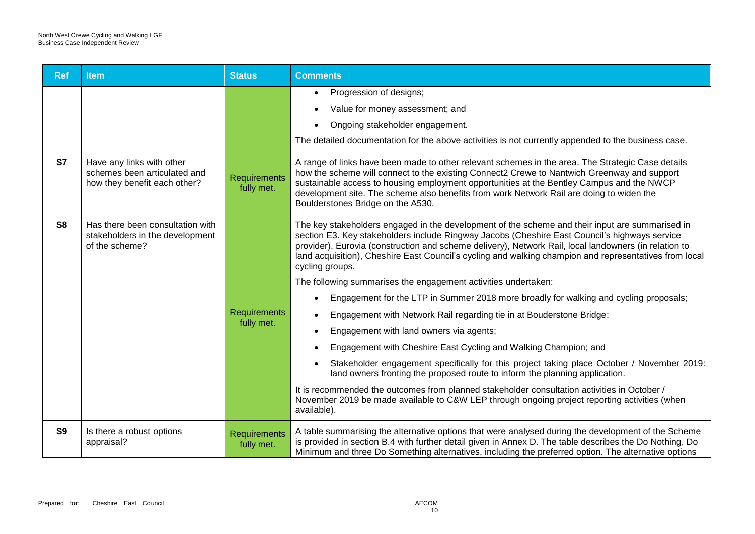| Ref | Item | Status | Comments |
|---|---|---|---|
| | | | • Progression of designs;<br>• Value for money assessment; and<br>• Ongoing stakeholder engagement.<br>The detailed documentation for the above activities is not currently appended to the business case. |
| S7 | Have any links with other schemes been articulated and how they benefit each other? | Requirements fully met. | A range of links have been made to other relevant schemes in the area. The Strategic Case details how the scheme will connect to the existing Connect2 Crewe to Nantwich Greenway and support sustainable access to housing employment opportunities at the Bentley Campus and the NWCP development site. The scheme also benefits from work Network Rail are doing to widen the Boulderstones Bridge on the A530. |
| S8 | Has there been consultation with stakeholders in the development of the scheme? | Requirements fully met. | The key stakeholders engaged in the development of the scheme and their input are summarised in section E3. Key stakeholders include Ringway Jacobs (Cheshire East Council's highways service provider), Eurovia (construction and scheme delivery), Network Rail, local landowners (in relation to land acquisition), Cheshire East Council's cycling and walking champion and representatives from local cycling groups.<br>The following summarises the engagement activities undertaken:<br>• Engagement for the LTP in Summer 2018 more broadly for walking and cycling proposals;<br>• Engagement with Network Rail regarding tie in at Bouderstone Bridge;<br>• Engagement with land owners via agents;<br>• Engagement with Cheshire East Cycling and Walking Champion; and<br>• Stakeholder engagement specifically for this project taking place October / November 2019: land owners fronting the proposed route to inform the planning application.<br>It is recommended the outcomes from planned stakeholder consultation activities in October / November 2019 be made available to C&W LEP through ongoing project reporting activities (when available). |
| S9 | Is there a robust options appraisal? | Requirements fully met. | A table summarising the alternative options that were analysed during the development of the Scheme is provided in section B.4 with further detail given in Annex D. The table describes the Do Nothing, Do Minimum and three Do Something alternatives, including the preferred option. The alternative options |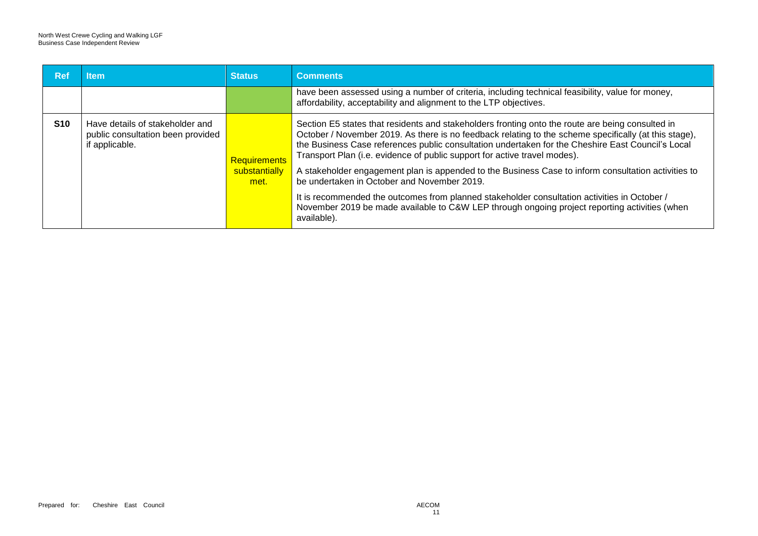| Ref | Item | Status | Comments |
|---|---|---|---|
| | | | have been assessed using a number of criteria, including technical feasibility, value for money, affordability, acceptability and alignment to the LTP objectives. |
| S10 | Have details of stakeholder and public consultation been provided if applicable. | Requirements substantially met. | Section E5 states that residents and stakeholders fronting onto the route are being consulted in October / November 2019. As there is no feedback relating to the scheme specifically (at this stage), the Business Case references public consultation undertaken for the Cheshire East Council's Local Transport Plan (i.e. evidence of public support for active travel modes). <br><br> A stakeholder engagement plan is appended to the Business Case to inform consultation activities to be undertaken in October and November 2019. <br><br> It is recommended the outcomes from planned stakeholder consultation activities in October / November 2019 be made available to C&W LEP through ongoing project reporting activities (when available). |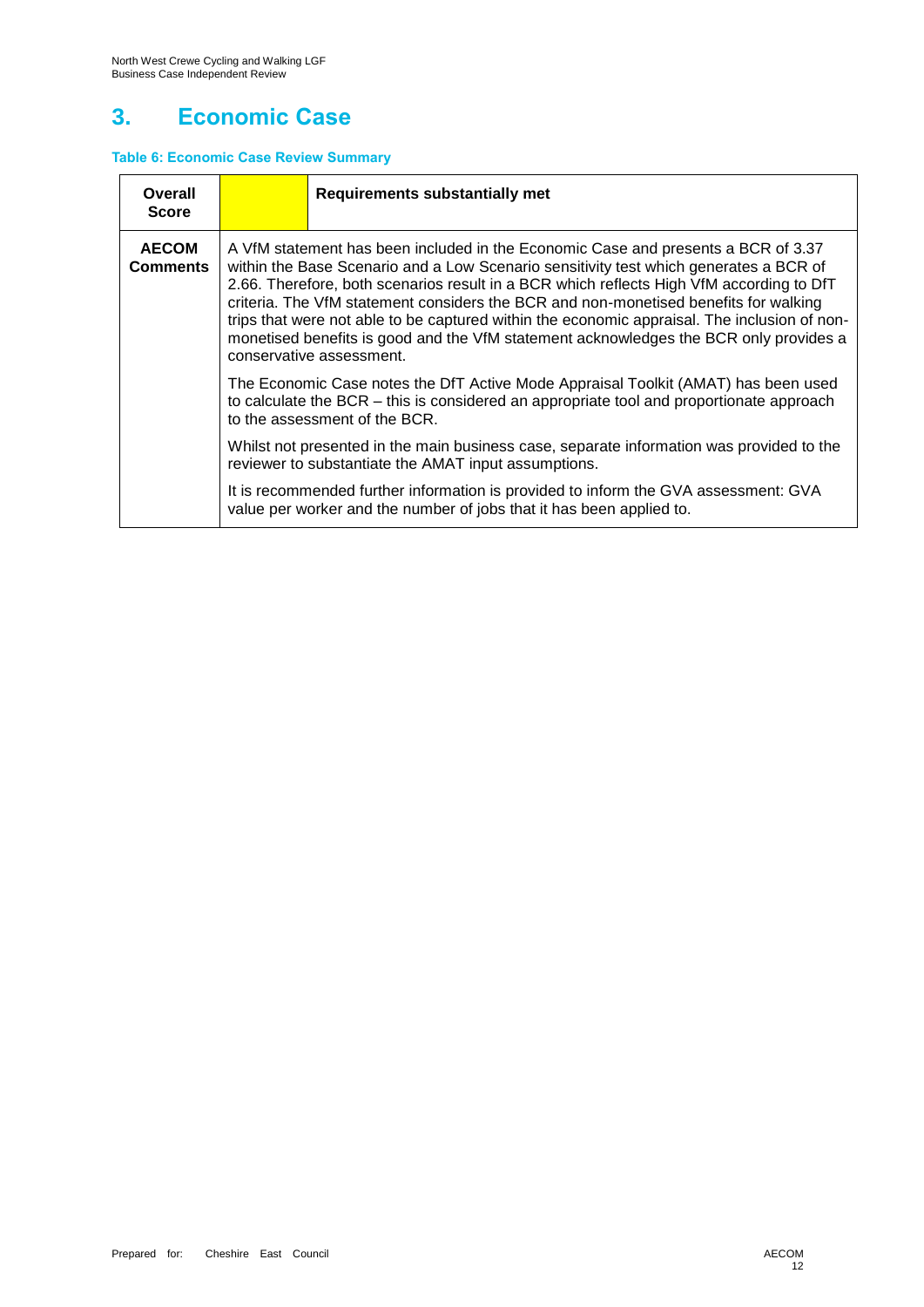# 3. Economic Case

**Table 6: Economic Case Review Summary**

| **Overall Score** | | **Requirements substantially met** |
|---|---|---|
| **AECOM Comments** | A VfM statement has been included in the Economic Case and presents a BCR of 3.37 within the Base Scenario and a Low Scenario sensitivity test which generates a BCR of 2.66. Therefore, both scenarios result in a BCR which reflects High VfM according to DfT criteria. The VfM statement considers the BCR and non-monetised benefits for walking trips that were not able to be captured within the economic appraisal. The inclusion of non-monetised benefits is good and the VfM statement acknowledges the BCR only provides a conservative assessment.<br><br>The Economic Case notes the DfT Active Mode Appraisal Toolkit (AMAT) has been used to calculate the BCR – this is considered an appropriate tool and proportionate approach to the assessment of the BCR.<br><br>Whilst not presented in the main business case, separate information was provided to the reviewer to substantiate the AMAT input assumptions.<br><br>It is recommended further information is provided to inform the GVA assessment: GVA value per worker and the number of jobs that it has been applied to. | |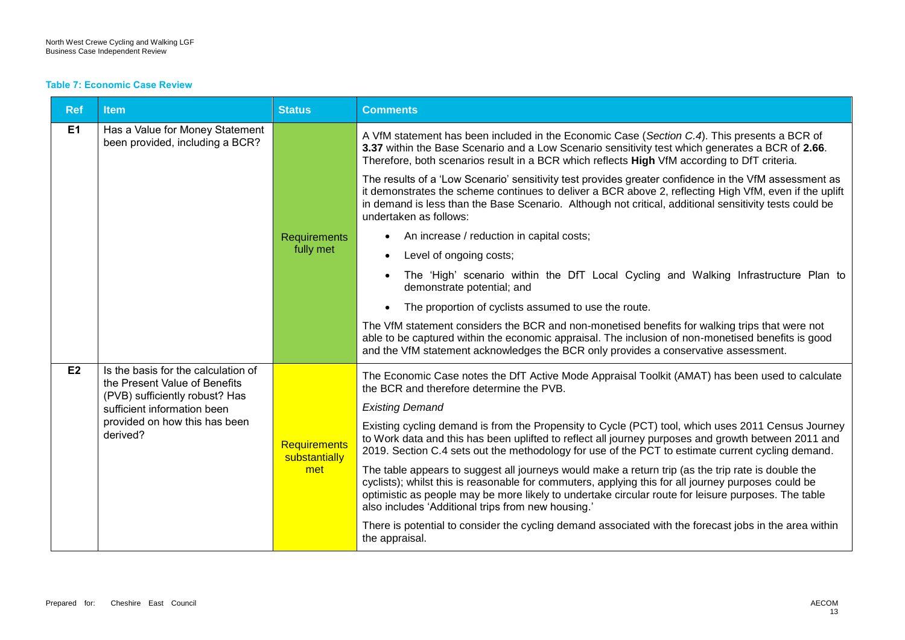**Table 7: Economic Case Review**

| Ref | Item | Status | Comments |
|---|---|---|---|
| **E1** | Has a Value for Money Statement been provided, including a BCR? | Requirements fully met | A VfM statement has been included in the Economic Case (*Section C.4*). This presents a BCR of **3.37** within the Base Scenario and a Low Scenario sensitivity test which generates a BCR of **2.66**. Therefore, both scenarios result in a BCR which reflects **High** VfM according to DfT criteria.<br><br>The results of a 'Low Scenario' sensitivity test provides greater confidence in the VfM assessment as it demonstrates the scheme continues to deliver a BCR above 2, reflecting High VfM, even if the uplift in demand is less than the Base Scenario. Although not critical, additional sensitivity tests could be undertaken as follows:<br>• An increase / reduction in capital costs;<br>• Level of ongoing costs;<br>• The 'High' scenario within the DfT Local Cycling and Walking Infrastructure Plan to demonstrate potential; and<br>• The proportion of cyclists assumed to use the route.<br><br>The VfM statement considers the BCR and non-monetised benefits for walking trips that were not able to be captured within the economic appraisal. The inclusion of non-monetised benefits is good and the VfM statement acknowledges the BCR only provides a conservative assessment. |
| **E2** | Is the basis for the calculation of the Present Value of Benefits (PVB) sufficiently robust? Has sufficient information been provided on how this has been derived? | Requirements substantially met | The Economic Case notes the DfT Active Mode Appraisal Toolkit (AMAT) has been used to calculate the BCR and therefore determine the PVB.<br><br>*Existing Demand*<br><br>Existing cycling demand is from the Propensity to Cycle (PCT) tool, which uses 2011 Census Journey to Work data and this has been uplifted to reflect all journey purposes and growth between 2011 and 2019. Section C.4 sets out the methodology for use of the PCT to estimate current cycling demand.<br><br>The table appears to suggest all journeys would make a return trip (as the trip rate is double the cyclists); whilst this is reasonable for commuters, applying this for all journey purposes could be optimistic as people may be more likely to undertake circular route for leisure purposes. The table also includes 'Additional trips from new housing.'<br><br>There is potential to consider the cycling demand associated with the forecast jobs in the area within the appraisal. |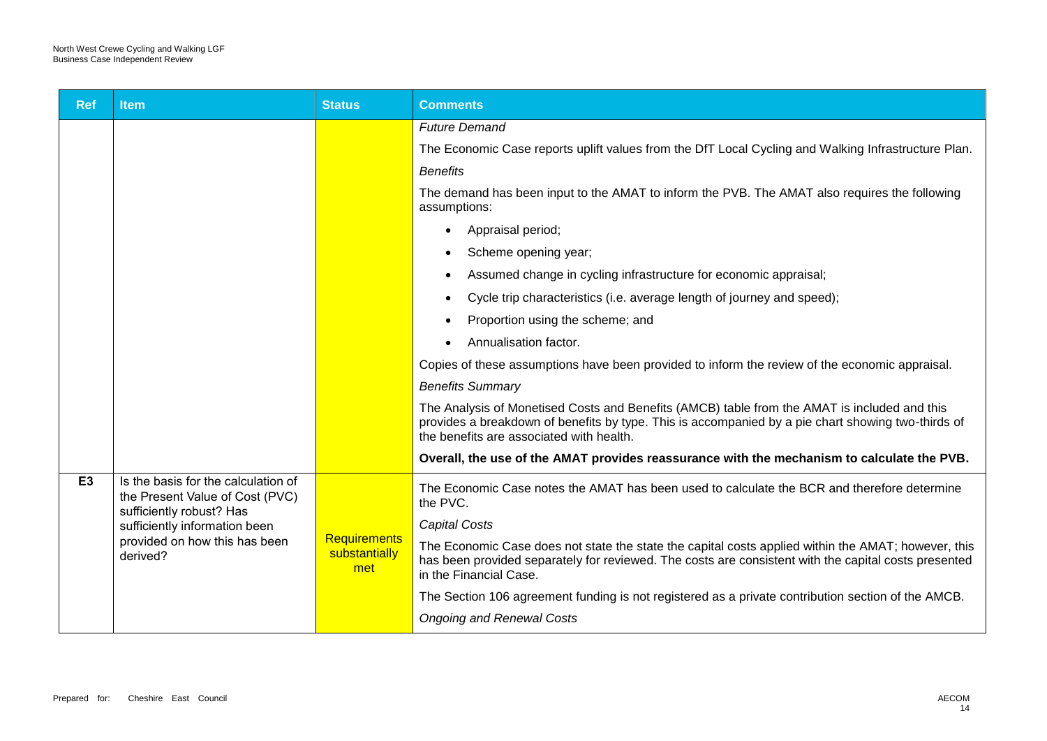| Ref | Item | Status | Comments |
|---|---|---|---|
| | | | *Future Demand*<br><br>The Economic Case reports uplift values from the DfT Local Cycling and Walking Infrastructure Plan.<br><br>*Benefits*<br><br>The demand has been input to the AMAT to inform the PVB. The AMAT also requires the following assumptions:<br><br>• Appraisal period;<br>• Scheme opening year;<br>• Assumed change in cycling infrastructure for economic appraisal;<br>• Cycle trip characteristics (i.e. average length of journey and speed);<br>• Proportion using the scheme; and<br>• Annualisation factor.<br><br>Copies of these assumptions have been provided to inform the review of the economic appraisal.<br><br>*Benefits Summary*<br><br>The Analysis of Monetised Costs and Benefits (AMCB) table from the AMAT is included and this provides a breakdown of benefits by type. This is accompanied by a pie chart showing two-thirds of the benefits are associated with health.<br><br>**Overall, the use of the AMAT provides reassurance with the mechanism to calculate the PVB.** |
| **E3** | Is the basis for the calculation of the Present Value of Cost (PVC) sufficiently robust? Has sufficiently information been provided on how this has been derived? | Requirements substantially met | The Economic Case notes the AMAT has been used to calculate the BCR and therefore determine the PVC.<br><br>*Capital Costs*<br><br>The Economic Case does not state the state the capital costs applied within the AMAT; however, this has been provided separately for reviewed. The costs are consistent with the capital costs presented in the Financial Case.<br><br>The Section 106 agreement funding is not registered as a private contribution section of the AMCB.<br><br>*Ongoing and Renewal Costs* |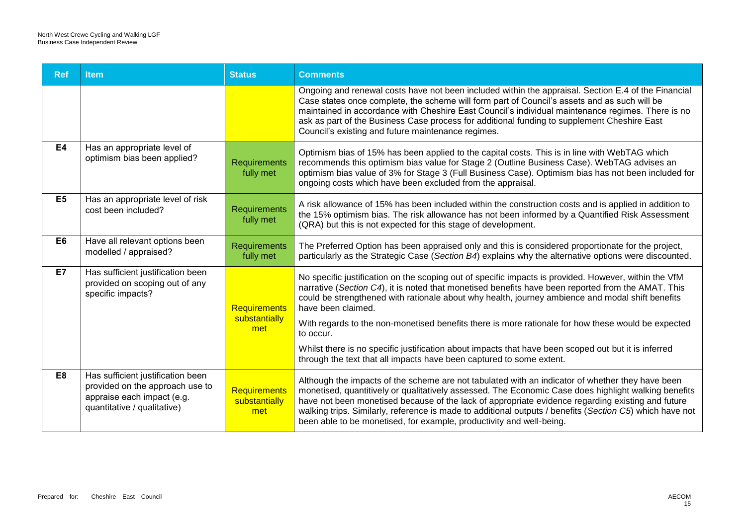| Ref | Item | Status | Comments |
|---|---|---|---|
| | | | Ongoing and renewal costs have not been included within the appraisal. Section E.4 of the Financial Case states once complete, the scheme will form part of Council's assets and as such will be maintained in accordance with Cheshire East Council's individual maintenance regimes. There is no ask as part of the Business Case process for additional funding to supplement Cheshire East Council's existing and future maintenance regimes. |
| **E4** | Has an appropriate level of optimism bias been applied? | Requirements fully met | Optimism bias of 15% has been applied to the capital costs. This is in line with WebTAG which recommends this optimism bias value for Stage 2 (Outline Business Case). WebTAG advises an optimism bias value of 3% for Stage 3 (Full Business Case). Optimism bias has not been included for ongoing costs which have been excluded from the appraisal. |
| **E5** | Has an appropriate level of risk cost been included? | Requirements fully met | A risk allowance of 15% has been included within the construction costs and is applied in addition to the 15% optimism bias. The risk allowance has not been informed by a Quantified Risk Assessment (QRA) but this is not expected for this stage of development. |
| **E6** | Have all relevant options been modelled / appraised? | Requirements fully met | The Preferred Option has been appraised only and this is considered proportionate for the project, particularly as the Strategic Case (*Section B4*) explains why the alternative options were discounted. |
| **E7** | Has sufficient justification been provided on scoping out of any specific impacts? | Requirements substantially met | No specific justification on the scoping out of specific impacts is provided. However, within the VfM narrative (*Section C4*), it is noted that monetised benefits have been reported from the AMAT. This could be strengthened with rationale about why health, journey ambience and modal shift benefits have been claimed.<br><br>With regards to the non-monetised benefits there is more rationale for how these would be expected to occur.<br><br>Whilst there is no specific justification about impacts that have been scoped out but it is inferred through the text that all impacts have been captured to some extent. |
| **E8** | Has sufficient justification been provided on the approach use to appraise each impact (e.g. quantitative / qualitative) | Requirements substantially met | Although the impacts of the scheme are not tabulated with an indicator of whether they have been monetised, quantitively or qualitatively assessed. The Economic Case does highlight walking benefits have not been monetised because of the lack of appropriate evidence regarding existing and future walking trips. Similarly, reference is made to additional outputs / benefits (*Section C5*) which have not been able to be monetised, for example, productivity and well-being. |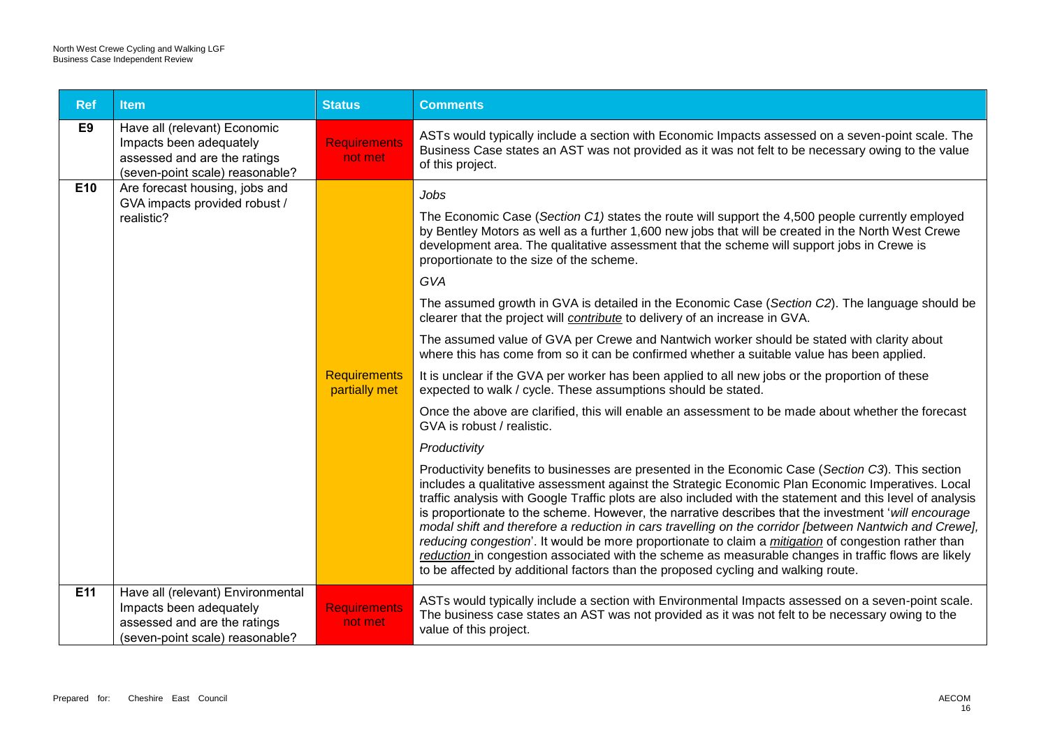| Ref | Item | Status | Comments |
|---|---|---|---|
| E9 | Have all (relevant) Economic Impacts been adequately assessed and are the ratings (seven-point scale) reasonable? | Requirements not met | ASTs would typically include a section with Economic Impacts assessed on a seven-point scale. The Business Case states an AST was not provided as it was not felt to be necessary owing to the value of this project. |
| E10 | Are forecast housing, jobs and GVA impacts provided robust / realistic? | Requirements partially met | *Jobs*<br><br>The Economic Case (*Section C1)* states the route will support the 4,500 people currently employed by Bentley Motors as well as a further 1,600 new jobs that will be created in the North West Crewe development area. The qualitative assessment that the scheme will support jobs in Crewe is proportionate to the size of the scheme.<br><br>*GVA*<br><br>The assumed growth in GVA is detailed in the Economic Case (*Section C2*). The language should be clearer that the project will ***contribute*** to delivery of an increase in GVA.<br><br>The assumed value of GVA per Crewe and Nantwich worker should be stated with clarity about where this has come from so it can be confirmed whether a suitable value has been applied.<br><br>It is unclear if the GVA per worker has been applied to all new jobs or the proportion of these expected to walk / cycle. These assumptions should be stated.<br><br>Once the above are clarified, this will enable an assessment to be made about whether the forecast GVA is robust / realistic.<br><br>*Productivity*<br><br>Productivity benefits to businesses are presented in the Economic Case (*Section C3*). This section includes a qualitative assessment against the Strategic Economic Plan Economic Imperatives. Local traffic analysis with Google Traffic plots are also included with the statement and this level of analysis is proportionate to the scheme. However, the narrative describes that the investment '*will encourage modal shift and therefore a reduction in cars travelling on the corridor [between Nantwich and Crewe], reducing congestion*'. It would be more proportionate to claim a ***mitigation*** of congestion rather than ***reduction*** in congestion associated with the scheme as measurable changes in traffic flows are likely to be affected by additional factors than the proposed cycling and walking route. |
| E11 | Have all (relevant) Environmental Impacts been adequately assessed and are the ratings (seven-point scale) reasonable? | Requirements not met | ASTs would typically include a section with Environmental Impacts assessed on a seven-point scale. The business case states an AST was not provided as it was not felt to be necessary owing to the value of this project. |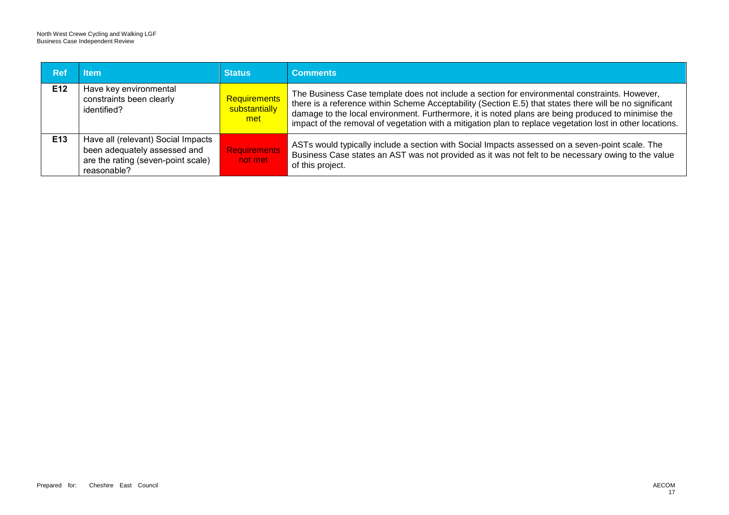| Ref | Item | Status | Comments |
| --- | --- | --- | --- |
| E12 | Have key environmental constraints been clearly identified? | Requirements substantially met | The Business Case template does not include a section for environmental constraints. However, there is a reference within Scheme Acceptability (Section E.5) that states there will be no significant damage to the local environment. Furthermore, it is noted plans are being produced to minimise the impact of the removal of vegetation with a mitigation plan to replace vegetation lost in other locations. |
| E13 | Have all (relevant) Social Impacts been adequately assessed and are the rating (seven-point scale) reasonable? | Requirements not met | ASTs would typically include a section with Social Impacts assessed on a seven-point scale. The Business Case states an AST was not provided as it was not felt to be necessary owing to the value of this project. |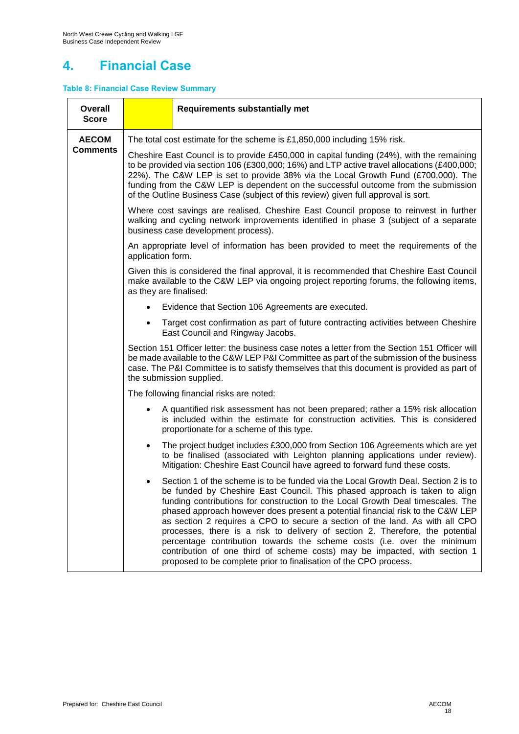# 4. Financial Case

**Table 8: Financial Case Review Summary**

| **Overall Score** | | **Requirements substantially met** |
|---|---|---|
| **AECOM Comments** | The total cost estimate for the scheme is £1,850,000 including 15% risk.<br><br>Cheshire East Council is to provide £450,000 in capital funding (24%), with the remaining to be provided via section 106 (£300,000; 16%) and LTP active travel allocations (£400,000; 22%). The C&W LEP is set to provide 38% via the Local Growth Fund (£700,000). The funding from the C&W LEP is dependent on the successful outcome from the submission of the Outline Business Case (subject of this review) given full approval is sort.<br><br>Where cost savings are realised, Cheshire East Council propose to reinvest in further walking and cycling network improvements identified in phase 3 (subject of a separate business case development process).<br><br>An appropriate level of information has been provided to meet the requirements of the application form.<br><br>Given this is considered the final approval, it is recommended that Cheshire East Council make available to the C&W LEP via ongoing project reporting forums, the following items, as they are finalised:<br><br>• Evidence that Section 106 Agreements are executed.<br>• Target cost confirmation as part of future contracting activities between Cheshire East Council and Ringway Jacobs.<br><br>Section 151 Officer letter: the business case notes a letter from the Section 151 Officer will be made available to the C&W LEP P&I Committee as part of the submission of the business case. The P&I Committee is to satisfy themselves that this document is provided as part of the submission supplied.<br><br>The following financial risks are noted:<br><br>• A quantified risk assessment has not been prepared; rather a 15% risk allocation is included within the estimate for construction activities. This is considered proportionate for a scheme of this type.<br>• The project budget includes £300,000 from Section 106 Agreements which are yet to be finalised (associated with Leighton planning applications under review). Mitigation: Cheshire East Council have agreed to forward fund these costs.<br>• Section 1 of the scheme is to be funded via the Local Growth Deal. Section 2 is to be funded by Cheshire East Council. This phased approach is taken to align funding contributions for construction to the Local Growth Deal timescales. The phased approach however does present a potential financial risk to the C&W LEP as section 2 requires a CPO to secure a section of the land. As with all CPO processes, there is a risk to delivery of section 2. Therefore, the potential percentage contribution towards the scheme costs (i.e. over the minimum contribution of one third of scheme costs) may be impacted, with section 1 proposed to be complete prior to finalisation of the CPO process. | |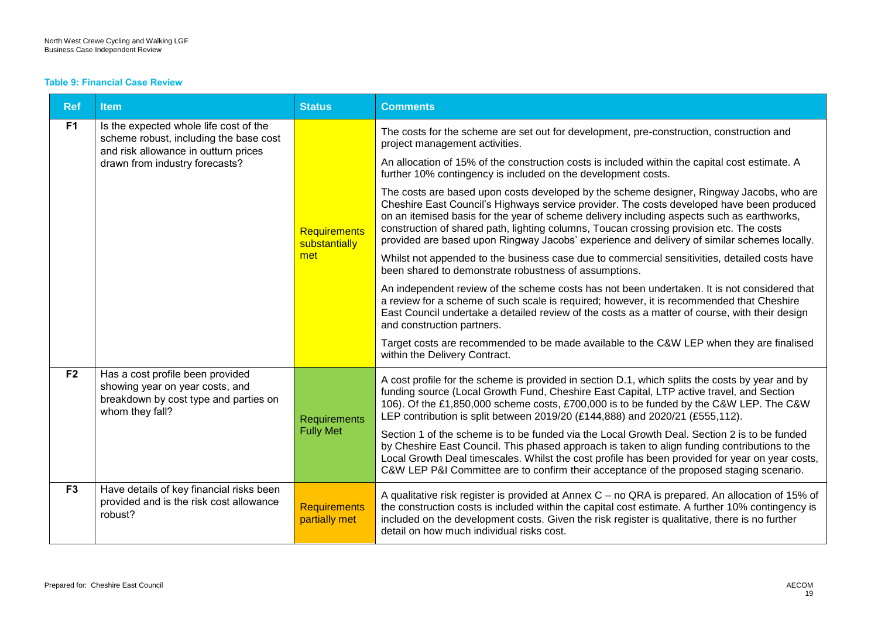**Table 9: Financial Case Review**

| Ref | Item | Status | Comments |
|---|---|---|---|
| F1 | Is the expected whole life cost of the scheme robust, including the base cost and risk allowance in outturn prices drawn from industry forecasts? | Requirements substantially met | The costs for the scheme are set out for development, pre-construction, construction and project management activities.<br><br>An allocation of 15% of the construction costs is included within the capital cost estimate. A further 10% contingency is included on the development costs.<br><br>The costs are based upon costs developed by the scheme designer, Ringway Jacobs, who are Cheshire East Council's Highways service provider. The costs developed have been produced on an itemised basis for the year of scheme delivery including aspects such as earthworks, construction of shared path, lighting columns, Toucan crossing provision etc. The costs provided are based upon Ringway Jacobs' experience and delivery of similar schemes locally.<br><br>Whilst not appended to the business case due to commercial sensitivities, detailed costs have been shared to demonstrate robustness of assumptions.<br><br>An independent review of the scheme costs has not been undertaken. It is not considered that a review for a scheme of such scale is required; however, it is recommended that Cheshire East Council undertake a detailed review of the costs as a matter of course, with their design and construction partners.<br><br>Target costs are recommended to be made available to the C&W LEP when they are finalised within the Delivery Contract. |
| F2 | Has a cost profile been provided showing year on year costs, and breakdown by cost type and parties on whom they fall? | Requirements Fully Met | A cost profile for the scheme is provided in section D.1, which splits the costs by year and by funding source (Local Growth Fund, Cheshire East Capital, LTP active travel, and Section 106). Of the £1,850,000 scheme costs, £700,000 is to be funded by the C&W LEP. The C&W LEP contribution is split between 2019/20 (£144,888) and 2020/21 (£555,112).<br><br>Section 1 of the scheme is to be funded via the Local Growth Deal. Section 2 is to be funded by Cheshire East Council. This phased approach is taken to align funding contributions to the Local Growth Deal timescales. Whilst the cost profile has been provided for year on year costs, C&W LEP P&I Committee are to confirm their acceptance of the proposed staging scenario. |
| F3 | Have details of key financial risks been provided and is the risk cost allowance robust? | Requirements partially met | A qualitative risk register is provided at Annex C – no QRA is prepared. An allocation of 15% of the construction costs is included within the capital cost estimate. A further 10% contingency is included on the development costs. Given the risk register is qualitative, there is no further detail on how much individual risks cost. |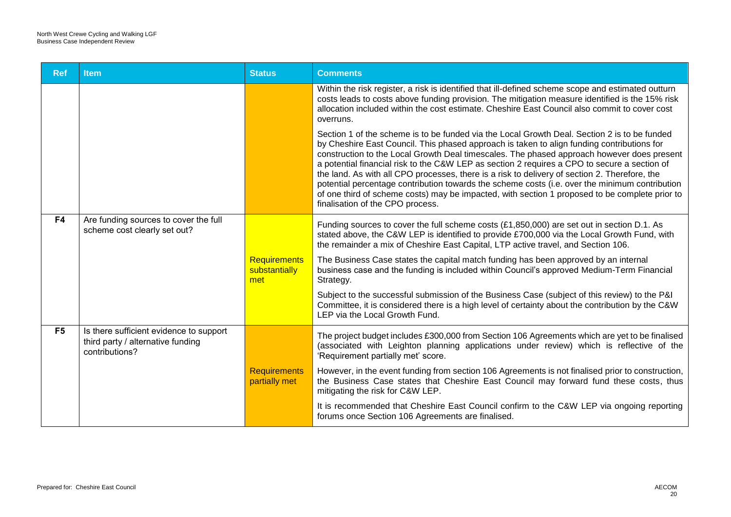| Ref | Item | Status | Comments |
|---|---|---|---|
| | | | Within the risk register, a risk is identified that ill-defined scheme scope and estimated outturn costs leads to costs above funding provision. The mitigation measure identified is the 15% risk allocation included within the cost estimate. Cheshire East Council also commit to cover cost overruns.<br><br>Section 1 of the scheme is to be funded via the Local Growth Deal. Section 2 is to be funded by Cheshire East Council. This phased approach is taken to align funding contributions for construction to the Local Growth Deal timescales. The phased approach however does present a potential financial risk to the C&W LEP as section 2 requires a CPO to secure a section of the land. As with all CPO processes, there is a risk to delivery of section 2. Therefore, the potential percentage contribution towards the scheme costs (i.e. over the minimum contribution of one third of scheme costs) may be impacted, with section 1 proposed to be complete prior to finalisation of the CPO process. |
| **F4** | Are funding sources to cover the full scheme cost clearly set out? | Requirements substantially met | Funding sources to cover the full scheme costs (£1,850,000) are set out in section D.1. As stated above, the C&W LEP is identified to provide £700,000 via the Local Growth Fund, with the remainder a mix of Cheshire East Capital, LTP active travel, and Section 106.<br><br>The Business Case states the capital match funding has been approved by an internal business case and the funding is included within Council's approved Medium-Term Financial Strategy.<br><br>Subject to the successful submission of the Business Case (subject of this review) to the P&I Committee, it is considered there is a high level of certainty about the contribution by the C&W LEP via the Local Growth Fund. |
| **F5** | Is there sufficient evidence to support third party / alternative funding contributions? | Requirements partially met | The project budget includes £300,000 from Section 106 Agreements which are yet to be finalised (associated with Leighton planning applications under review) which is reflective of the 'Requirement partially met' score.<br><br>However, in the event funding from section 106 Agreements is not finalised prior to construction, the Business Case states that Cheshire East Council may forward fund these costs, thus mitigating the risk for C&W LEP.<br><br>It is recommended that Cheshire East Council confirm to the C&W LEP via ongoing reporting forums once Section 106 Agreements are finalised. |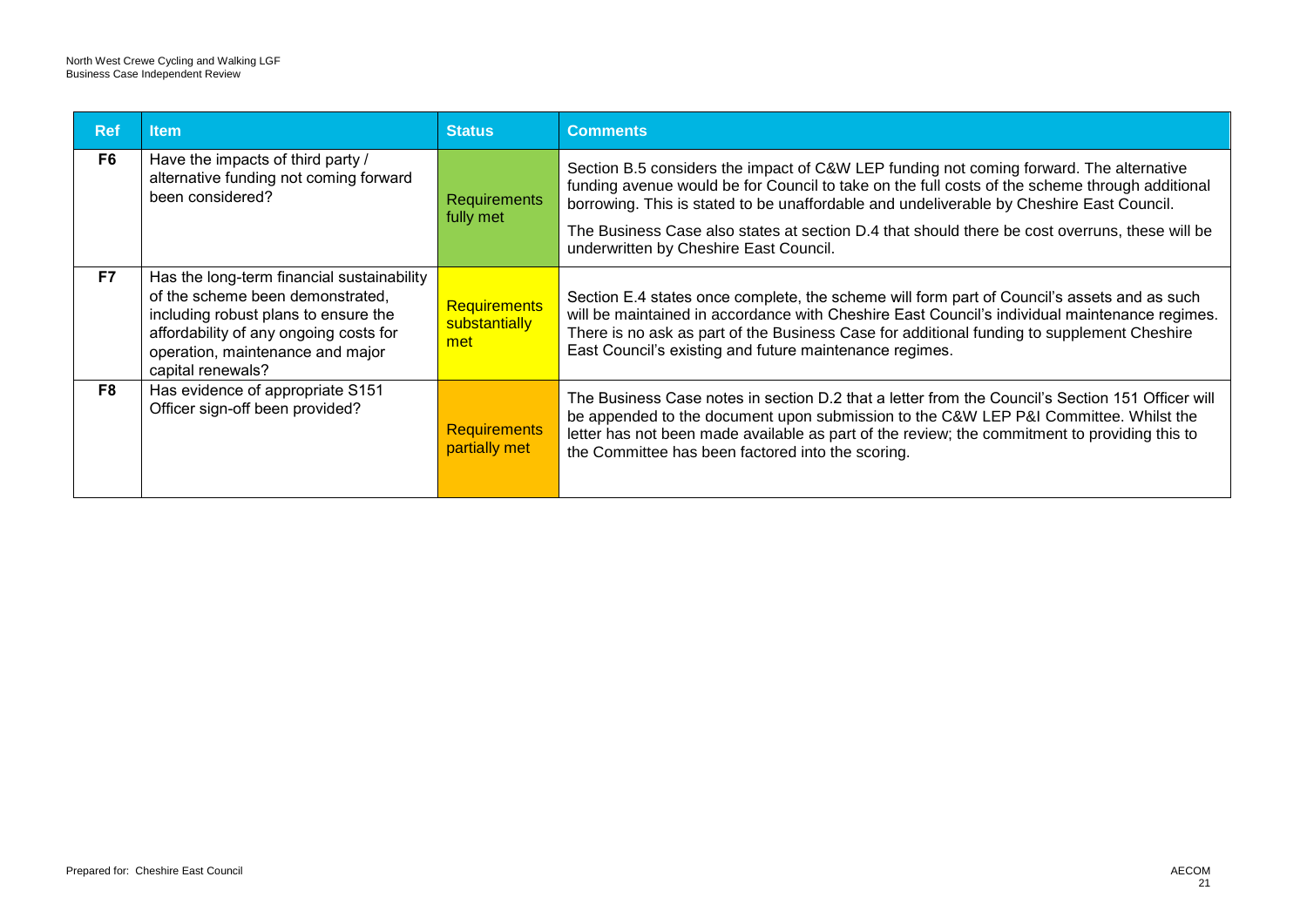| Ref | Item | Status | Comments |
|---|---|---|---|
| F6 | Have the impacts of third party / alternative funding not coming forward been considered? | Requirements fully met | Section B.5 considers the impact of C&W LEP funding not coming forward. The alternative funding avenue would be for Council to take on the full costs of the scheme through additional borrowing. This is stated to be unaffordable and undeliverable by Cheshire East Council. The Business Case also states at section D.4 that should there be cost overruns, these will be underwritten by Cheshire East Council. |
| F7 | Has the long-term financial sustainability of the scheme been demonstrated, including robust plans to ensure the affordability of any ongoing costs for operation, maintenance and major capital renewals? | Requirements substantially met | Section E.4 states once complete, the scheme will form part of Council's assets and as such will be maintained in accordance with Cheshire East Council's individual maintenance regimes. There is no ask as part of the Business Case for additional funding to supplement Cheshire East Council's existing and future maintenance regimes. |
| F8 | Has evidence of appropriate S151 Officer sign-off been provided? | Requirements partially met | The Business Case notes in section D.2 that a letter from the Council's Section 151 Officer will be appended to the document upon submission to the C&W LEP P&I Committee. Whilst the letter has not been made available as part of the review; the commitment to providing this to the Committee has been factored into the scoring. |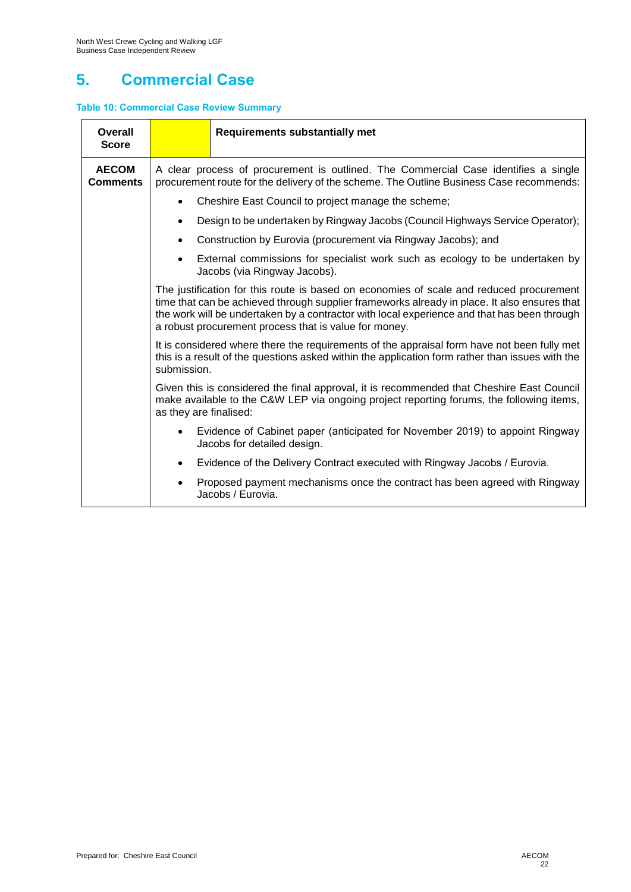# 5. Commercial Case

**Table 10: Commercial Case Review Summary**

| **Overall Score** | | **Requirements substantially met** |
|---|---|---|
| **AECOM Comments** | A clear process of procurement is outlined. The Commercial Case identifies a single procurement route for the delivery of the scheme. The Outline Business Case recommends:<br>• Cheshire East Council to project manage the scheme;<br>• Design to be undertaken by Ringway Jacobs (Council Highways Service Operator);<br>• Construction by Eurovia (procurement via Ringway Jacobs); and<br>• External commissions for specialist work such as ecology to be undertaken by Jacobs (via Ringway Jacobs).<br><br>The justification for this route is based on economies of scale and reduced procurement time that can be achieved through supplier frameworks already in place. It also ensures that the work will be undertaken by a contractor with local experience and that has been through a robust procurement process that is value for money.<br><br>It is considered where there the requirements of the appraisal form have not been fully met this is a result of the questions asked within the application form rather than issues with the submission.<br><br>Given this is considered the final approval, it is recommended that Cheshire East Council make available to the C&W LEP via ongoing project reporting forums, the following items, as they are finalised:<br>• Evidence of Cabinet paper (anticipated for November 2019) to appoint Ringway Jacobs for detailed design.<br>• Evidence of the Delivery Contract executed with Ringway Jacobs / Eurovia.<br>• Proposed payment mechanisms once the contract has been agreed with Ringway Jacobs / Eurovia. | |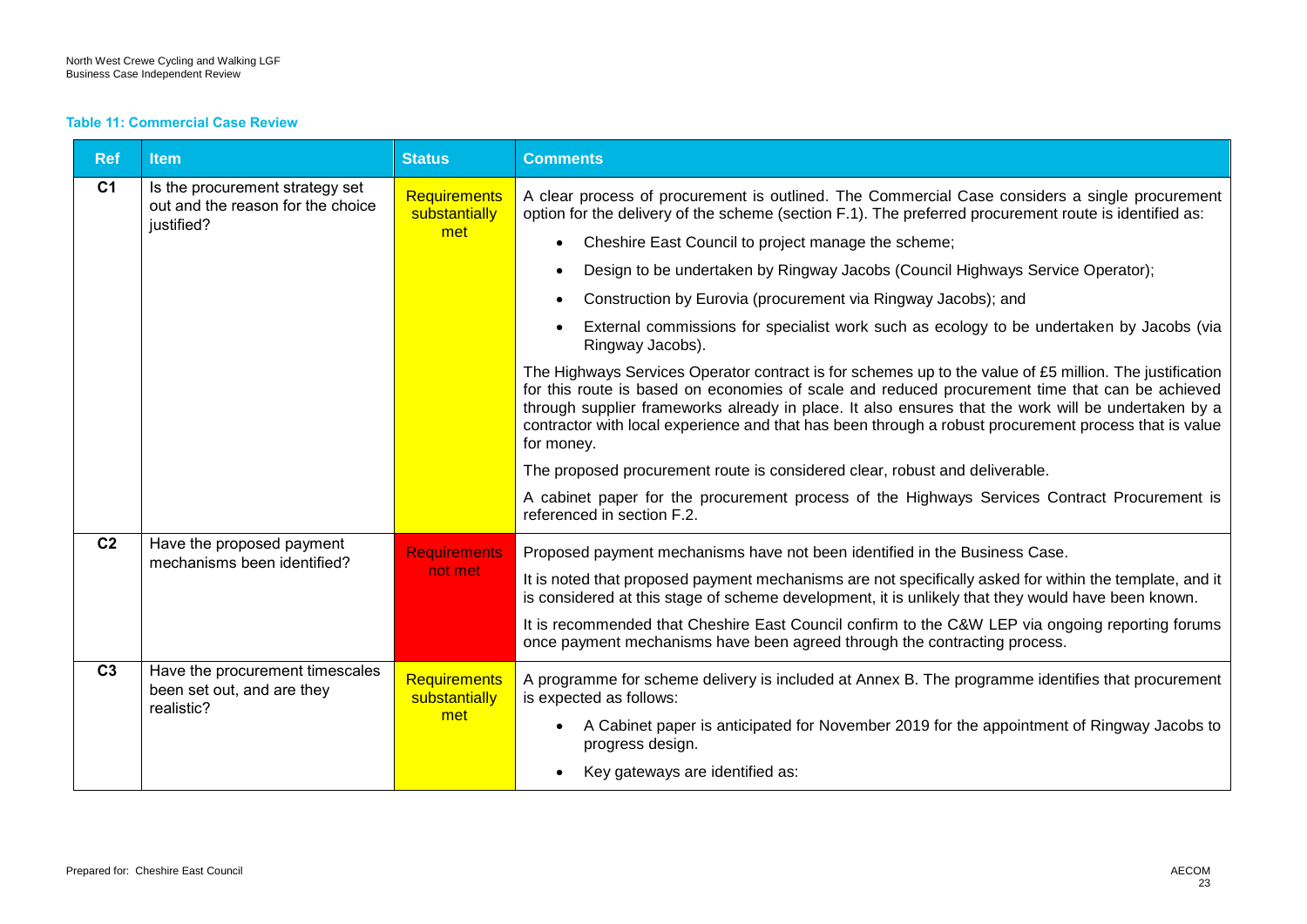**Table 11: Commercial Case Review**

| Ref | Item | Status | Comments |
|---|---|---|---|
| C1 | Is the procurement strategy set out and the reason for the choice justified? | Requirements substantially met | A clear process of procurement is outlined. The Commercial Case considers a single procurement option for the delivery of the scheme (section F.1). The preferred procurement route is identified as:<br>• Cheshire East Council to project manage the scheme;<br>• Design to be undertaken by Ringway Jacobs (Council Highways Service Operator);<br>• Construction by Eurovia (procurement via Ringway Jacobs); and<br>• External commissions for specialist work such as ecology to be undertaken by Jacobs (via Ringway Jacobs).<br><br>The Highways Services Operator contract is for schemes up to the value of £5 million. The justification for this route is based on economies of scale and reduced procurement time that can be achieved through supplier frameworks already in place. It also ensures that the work will be undertaken by a contractor with local experience and that has been through a robust procurement process that is value for money.<br><br>The proposed procurement route is considered clear, robust and deliverable.<br><br>A cabinet paper for the procurement process of the Highways Services Contract Procurement is referenced in section F.2. |
| C2 | Have the proposed payment mechanisms been identified? | Requirements not met | Proposed payment mechanisms have not been identified in the Business Case.<br><br>It is noted that proposed payment mechanisms are not specifically asked for within the template, and it is considered at this stage of scheme development, it is unlikely that they would have been known.<br><br>It is recommended that Cheshire East Council confirm to the C&W LEP via ongoing reporting forums once payment mechanisms have been agreed through the contracting process. |
| C3 | Have the procurement timescales been set out, and are they realistic? | Requirements substantially met | A programme for scheme delivery is included at Annex B. The programme identifies that procurement is expected as follows:<br>• A Cabinet paper is anticipated for November 2019 for the appointment of Ringway Jacobs to progress design.<br>• Key gateways are identified as: |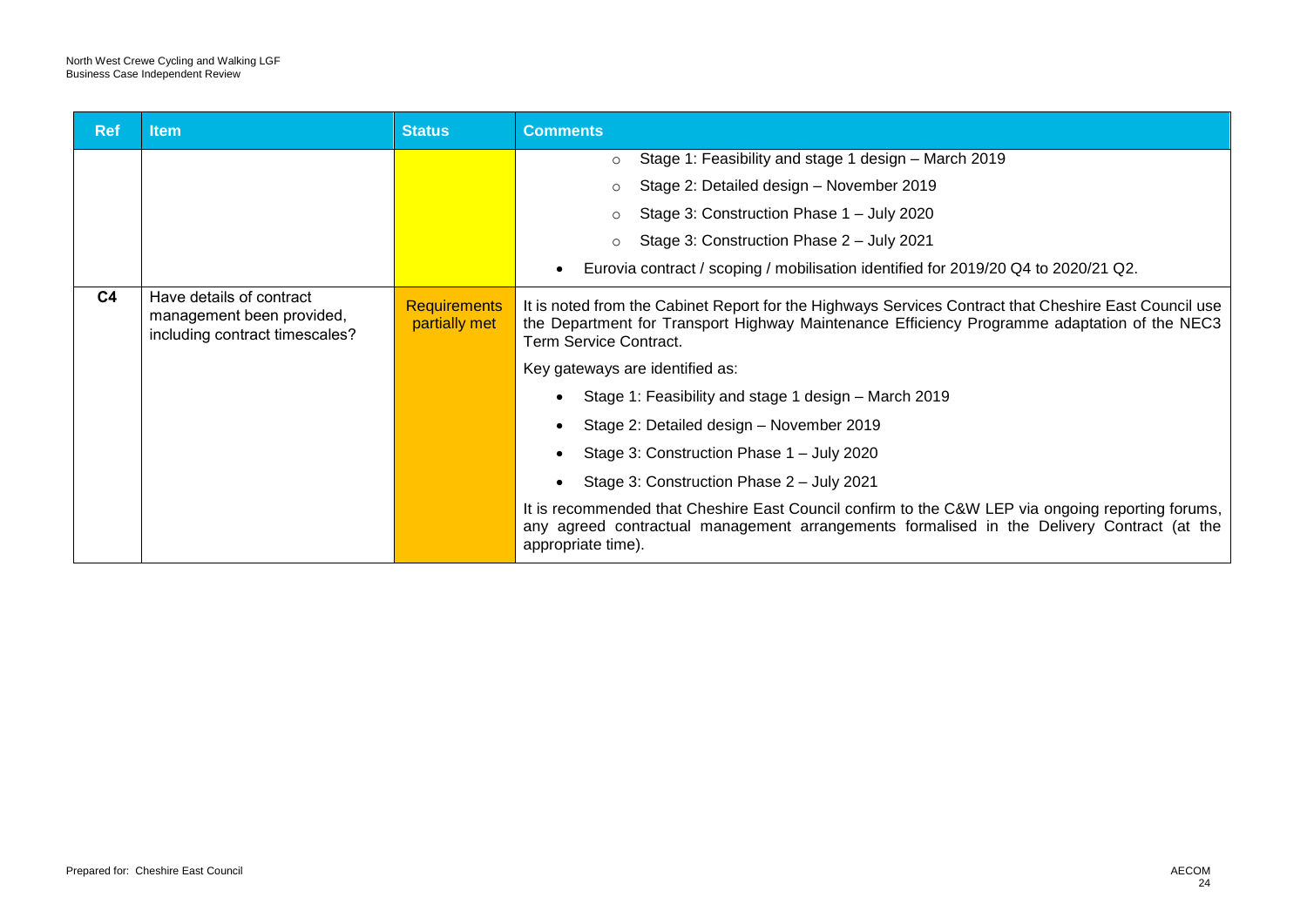| Ref | Item | Status | Comments |
|---|---|---|---|
| | | | ◦ Stage 1: Feasibility and stage 1 design – March 2019<br>◦ Stage 2: Detailed design – November 2019<br>◦ Stage 3: Construction Phase 1 – July 2020<br>◦ Stage 3: Construction Phase 2 – July 2021<br>• Eurovia contract / scoping / mobilisation identified for 2019/20 Q4 to 2020/21 Q2. |
| C4 | Have details of contract management been provided, including contract timescales? | Requirements partially met | It is noted from the Cabinet Report for the Highways Services Contract that Cheshire East Council use the Department for Transport Highway Maintenance Efficiency Programme adaptation of the NEC3 Term Service Contract.<br>Key gateways are identified as:<br>• Stage 1: Feasibility and stage 1 design – March 2019<br>• Stage 2: Detailed design – November 2019<br>• Stage 3: Construction Phase 1 – July 2020<br>• Stage 3: Construction Phase 2 – July 2021<br>It is recommended that Cheshire East Council confirm to the C&W LEP via ongoing reporting forums, any agreed contractual management arrangements formalised in the Delivery Contract (at the appropriate time). |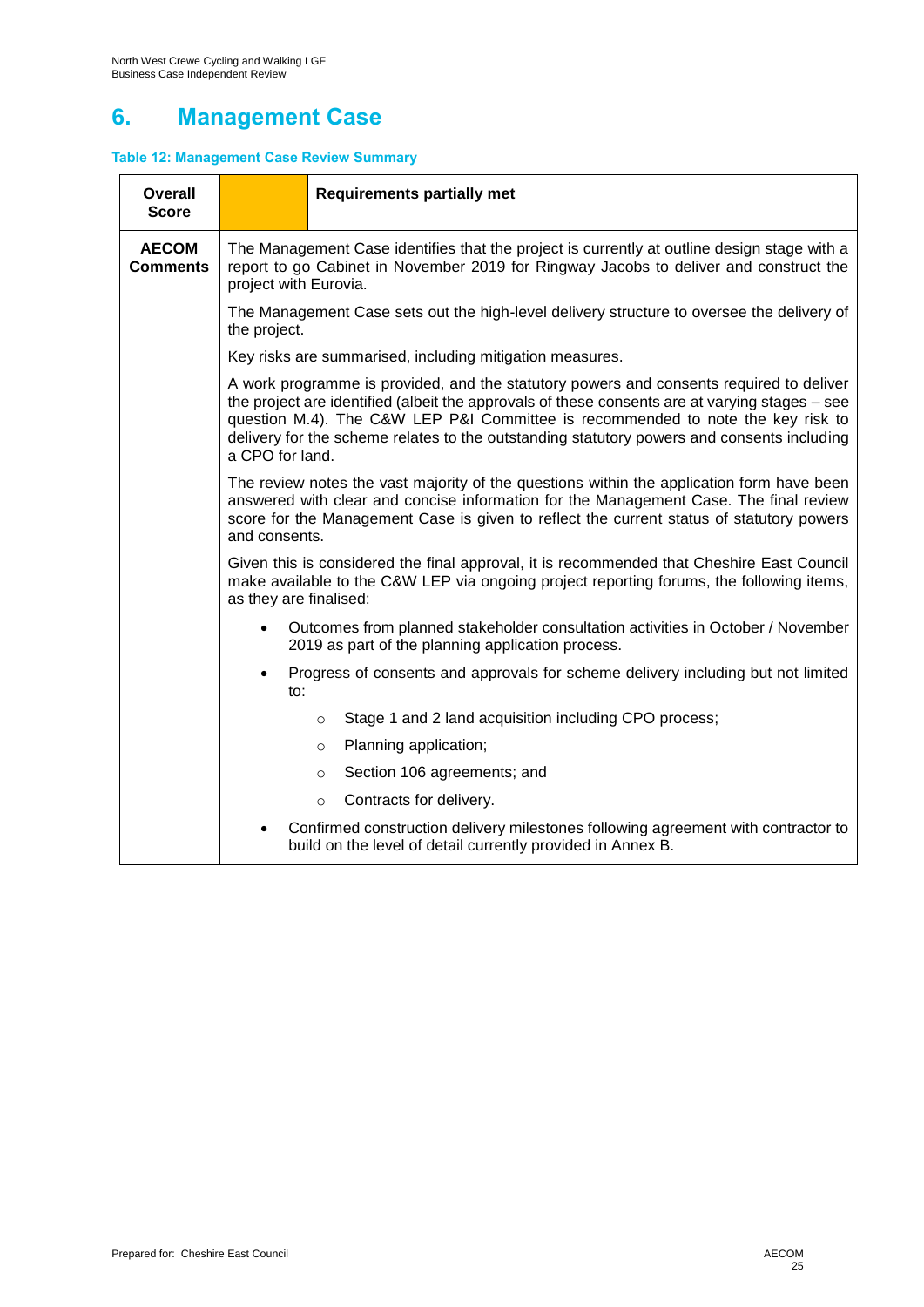# 6. Management Case

**Table 12: Management Case Review Summary**

| **Overall Score** | | **Requirements partially met** |
|---|---|---|
| **AECOM Comments** | The Management Case identifies that the project is currently at outline design stage with a report to go Cabinet in November 2019 for Ringway Jacobs to deliver and construct the project with Eurovia.<br><br>The Management Case sets out the high-level delivery structure to oversee the delivery of the project.<br><br>Key risks are summarised, including mitigation measures.<br><br>A work programme is provided, and the statutory powers and consents required to deliver the project are identified (albeit the approvals of these consents are at varying stages – see question M.4). The C&W LEP P&I Committee is recommended to note the key risk to delivery for the scheme relates to the outstanding statutory powers and consents including a CPO for land.<br><br>The review notes the vast majority of the questions within the application form have been answered with clear and concise information for the Management Case. The final review score for the Management Case is given to reflect the current status of statutory powers and consents.<br><br>Given this is considered the final approval, it is recommended that Cheshire East Council make available to the C&W LEP via ongoing project reporting forums, the following items, as they are finalised:<br><br>• Outcomes from planned stakeholder consultation activities in October / November 2019 as part of the planning application process.<br>• Progress of consents and approvals for scheme delivery including but not limited to:<br>&nbsp;&nbsp;&nbsp;&nbsp;○ Stage 1 and 2 land acquisition including CPO process;<br>&nbsp;&nbsp;&nbsp;&nbsp;○ Planning application;<br>&nbsp;&nbsp;&nbsp;&nbsp;○ Section 106 agreements; and<br>&nbsp;&nbsp;&nbsp;&nbsp;○ Contracts for delivery.<br>• Confirmed construction delivery milestones following agreement with contractor to build on the level of detail currently provided in Annex B. | |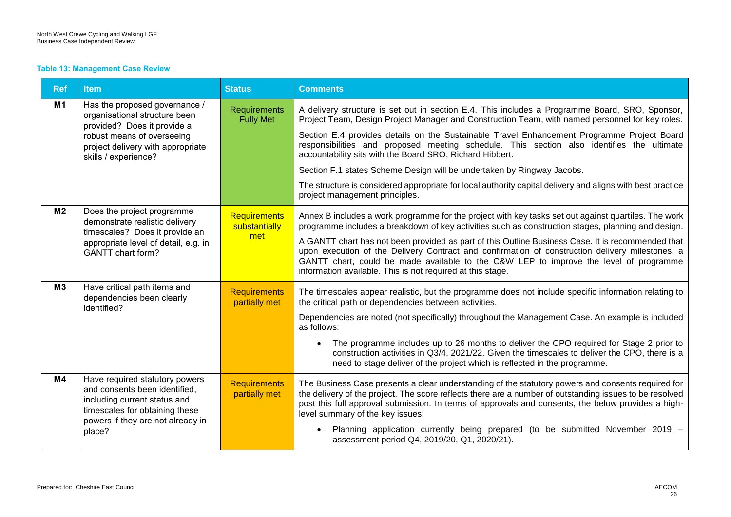**Table 13: Management Case Review**

| Ref | Item | Status | Comments |
|---|---|---|---|
| M1 | Has the proposed governance / organisational structure been provided? Does it provide a robust means of overseeing project delivery with appropriate skills / experience? | Requirements Fully Met | A delivery structure is set out in section E.4. This includes a Programme Board, SRO, Sponsor, Project Team, Design Project Manager and Construction Team, with named personnel for key roles.<br><br>Section E.4 provides details on the Sustainable Travel Enhancement Programme Project Board responsibilities and proposed meeting schedule. This section also identifies the ultimate accountability sits with the Board SRO, Richard Hibbert.<br><br>Section F.1 states Scheme Design will be undertaken by Ringway Jacobs.<br><br>The structure is considered appropriate for local authority capital delivery and aligns with best practice project management principles. |
| M2 | Does the project programme demonstrate realistic delivery timescales? Does it provide an appropriate level of detail, e.g. in GANTT chart form? | Requirements substantially met | Annex B includes a work programme for the project with key tasks set out against quartiles. The work programme includes a breakdown of key activities such as construction stages, planning and design.<br><br>A GANTT chart has not been provided as part of this Outline Business Case. It is recommended that upon execution of the Delivery Contract and confirmation of construction delivery milestones, a GANTT chart, could be made available to the C&W LEP to improve the level of programme information available. This is not required at this stage. |
| M3 | Have critical path items and dependencies been clearly identified? | Requirements partially met | The timescales appear realistic, but the programme does not include specific information relating to the critical path or dependencies between activities.<br><br>Dependencies are noted (not specifically) throughout the Management Case. An example is included as follows:<br><br>• The programme includes up to 26 months to deliver the CPO required for Stage 2 prior to construction activities in Q3/4, 2021/22. Given the timescales to deliver the CPO, there is a need to stage deliver of the project which is reflected in the programme. |
| M4 | Have required statutory powers and consents been identified, including current status and timescales for obtaining these powers if they are not already in place? | Requirements partially met | The Business Case presents a clear understanding of the statutory powers and consents required for the delivery of the project. The score reflects there are a number of outstanding issues to be resolved post this full approval submission. In terms of approvals and consents, the below provides a high-level summary of the key issues:<br><br>• Planning application currently being prepared (to be submitted November 2019 – assessment period Q4, 2019/20, Q1, 2020/21). |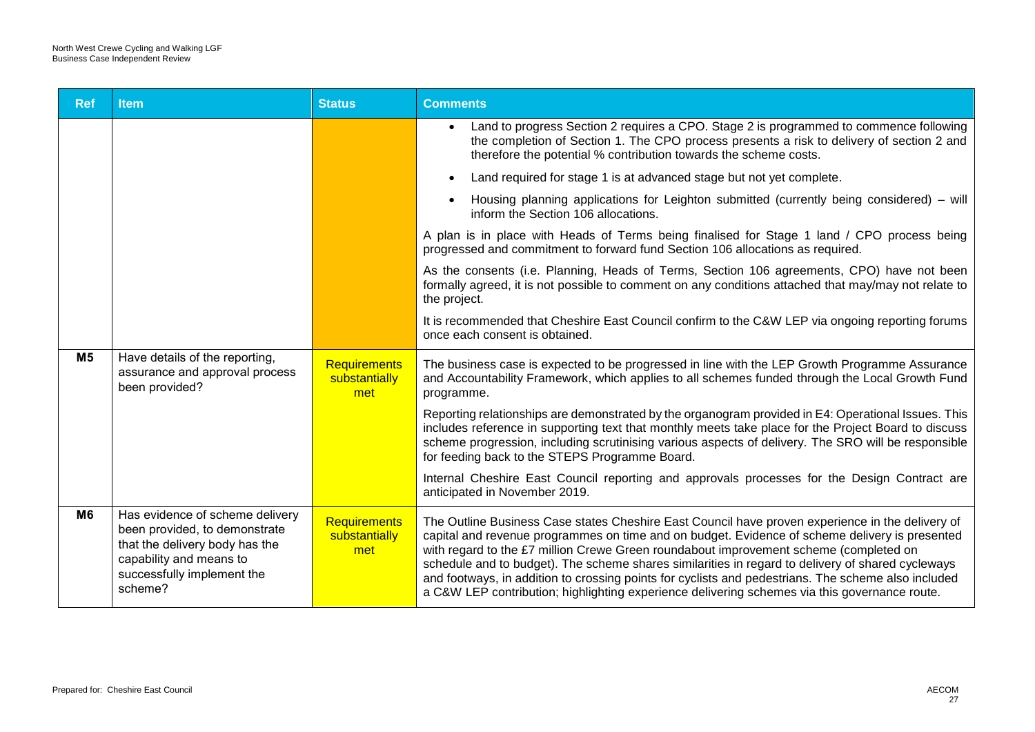| Ref | Item | Status | Comments |
|---|---|---|---|
| | | | • Land to progress Section 2 requires a CPO. Stage 2 is programmed to commence following the completion of Section 1. The CPO process presents a risk to delivery of section 2 and therefore the potential % contribution towards the scheme costs.<br>• Land required for stage 1 is at advanced stage but not yet complete.<br>• Housing planning applications for Leighton submitted (currently being considered) – will inform the Section 106 allocations.<br><br>A plan is in place with Heads of Terms being finalised for Stage 1 land / CPO process being progressed and commitment to forward fund Section 106 allocations as required.<br><br>As the consents (i.e. Planning, Heads of Terms, Section 106 agreements, CPO) have not been formally agreed, it is not possible to comment on any conditions attached that may/may not relate to the project.<br><br>It is recommended that Cheshire East Council confirm to the C&W LEP via ongoing reporting forums once each consent is obtained. |
| **M5** | Have details of the reporting, assurance and approval process been provided? | Requirements substantially met | The business case is expected to be progressed in line with the LEP Growth Programme Assurance and Accountability Framework, which applies to all schemes funded through the Local Growth Fund programme.<br><br>Reporting relationships are demonstrated by the organogram provided in E4: Operational Issues. This includes reference in supporting text that monthly meets take place for the Project Board to discuss scheme progression, including scrutinising various aspects of delivery. The SRO will be responsible for feeding back to the STEPS Programme Board.<br><br>Internal Cheshire East Council reporting and approvals processes for the Design Contract are anticipated in November 2019. |
| **M6** | Has evidence of scheme delivery been provided, to demonstrate that the delivery body has the capability and means to successfully implement the scheme? | Requirements substantially met | The Outline Business Case states Cheshire East Council have proven experience in the delivery of capital and revenue programmes on time and on budget. Evidence of scheme delivery is presented with regard to the £7 million Crewe Green roundabout improvement scheme (completed on schedule and to budget). The scheme shares similarities in regard to delivery of shared cycleways and footways, in addition to crossing points for cyclists and pedestrians. The scheme also included a C&W LEP contribution; highlighting experience delivering schemes via this governance route. |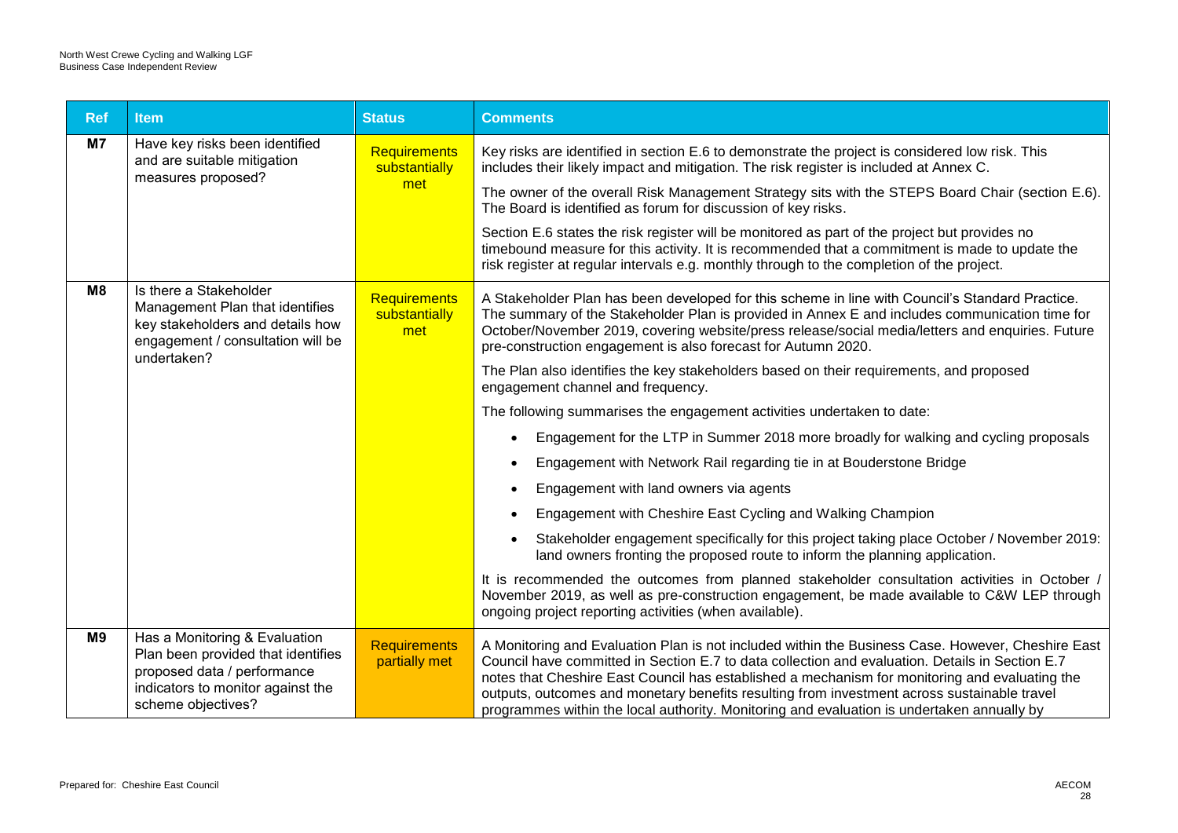| Ref | Item | Status | Comments |
|---|---|---|---|
| M7 | Have key risks been identified and are suitable mitigation measures proposed? | Requirements substantially met | Key risks are identified in section E.6 to demonstrate the project is considered low risk. This includes their likely impact and mitigation. The risk register is included at Annex C.<br><br>The owner of the overall Risk Management Strategy sits with the STEPS Board Chair (section E.6). The Board is identified as forum for discussion of key risks.<br><br>Section E.6 states the risk register will be monitored as part of the project but provides no timebound measure for this activity. It is recommended that a commitment is made to update the risk register at regular intervals e.g. monthly through to the completion of the project. |
| M8 | Is there a Stakeholder Management Plan that identifies key stakeholders and details how engagement / consultation will be undertaken? | Requirements substantially met | A Stakeholder Plan has been developed for this scheme in line with Council's Standard Practice. The summary of the Stakeholder Plan is provided in Annex E and includes communication time for October/November 2019, covering website/press release/social media/letters and enquiries. Future pre-construction engagement is also forecast for Autumn 2020.<br><br>The Plan also identifies the key stakeholders based on their requirements, and proposed engagement channel and frequency.<br><br>The following summarises the engagement activities undertaken to date:<br>• Engagement for the LTP in Summer 2018 more broadly for walking and cycling proposals<br>• Engagement with Network Rail regarding tie in at Bouderstone Bridge<br>• Engagement with land owners via agents<br>• Engagement with Cheshire East Cycling and Walking Champion<br>• Stakeholder engagement specifically for this project taking place October / November 2019: land owners fronting the proposed route to inform the planning application.<br><br>It is recommended the outcomes from planned stakeholder consultation activities in October / November 2019, as well as pre-construction engagement, be made available to C&W LEP through ongoing project reporting activities (when available). |
| M9 | Has a Monitoring & Evaluation Plan been provided that identifies proposed data / performance indicators to monitor against the scheme objectives? | Requirements partially met | A Monitoring and Evaluation Plan is not included within the Business Case. However, Cheshire East Council have committed in Section E.7 to data collection and evaluation. Details in Section E.7 notes that Cheshire East Council has established a mechanism for monitoring and evaluating the outputs, outcomes and monetary benefits resulting from investment across sustainable travel programmes within the local authority. Monitoring and evaluation is undertaken annually by |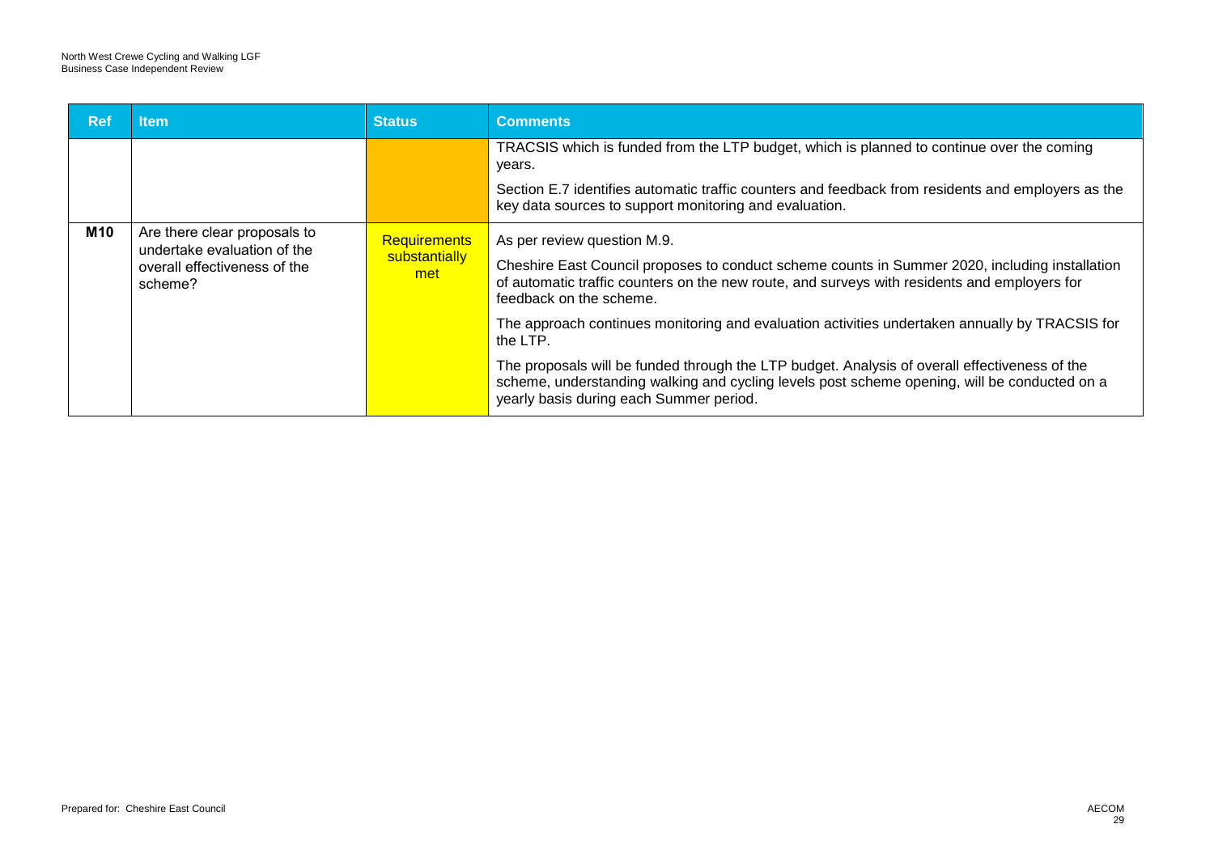| Ref | Item | Status | Comments |
|---|---|---|---|
| | | | TRACSIS which is funded from the LTP budget, which is planned to continue over the coming years.<br><br>Section E.7 identifies automatic traffic counters and feedback from residents and employers as the key data sources to support monitoring and evaluation. |
| M10 | Are there clear proposals to undertake evaluation of the overall effectiveness of the scheme? | Requirements substantially met | As per review question M.9.<br><br>Cheshire East Council proposes to conduct scheme counts in Summer 2020, including installation of automatic traffic counters on the new route, and surveys with residents and employers for feedback on the scheme.<br><br>The approach continues monitoring and evaluation activities undertaken annually by TRACSIS for the LTP.<br><br>The proposals will be funded through the LTP budget. Analysis of overall effectiveness of the scheme, understanding walking and cycling levels post scheme opening, will be conducted on a yearly basis during each Summer period. |